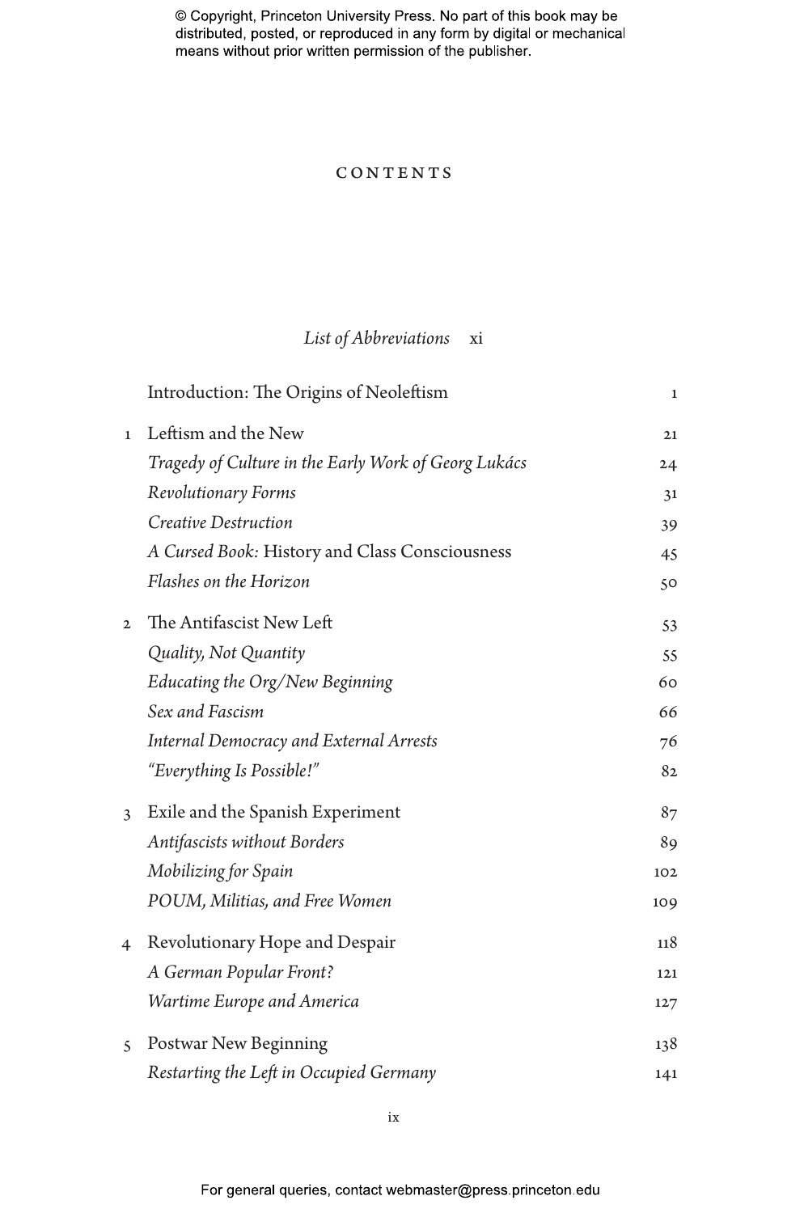# CONTENTS

*List of Abbreviations* xi

| | | |
|---|---|---|
| | Introduction: The Origins of Neoleftism | 1 |
| 1 | Leftism and the New | 21 |
| | *Tragedy of Culture in the Early Work of Georg Lukács* | 24 |
| | *Revolutionary Forms* | 31 |
| | *Creative Destruction* | 39 |
| | *A Cursed Book:* History and Class Consciousness | 45 |
| | *Flashes on the Horizon* | 50 |
| 2 | The Antifascist New Left | 53 |
| | *Quality, Not Quantity* | 55 |
| | *Educating the Org/New Beginning* | 60 |
| | *Sex and Fascism* | 66 |
| | *Internal Democracy and External Arrests* | 76 |
| | *"Everything Is Possible!"* | 82 |
| 3 | Exile and the Spanish Experiment | 87 |
| | *Antifascists without Borders* | 89 |
| | *Mobilizing for Spain* | 102 |
| | *POUM, Militias, and Free Women* | 109 |
| 4 | Revolutionary Hope and Despair | 118 |
| | *A German Popular Front?* | 121 |
| | *Wartime Europe and America* | 127 |
| 5 | Postwar New Beginning | 138 |
| | *Restarting the Left in Occupied Germany* | 141 |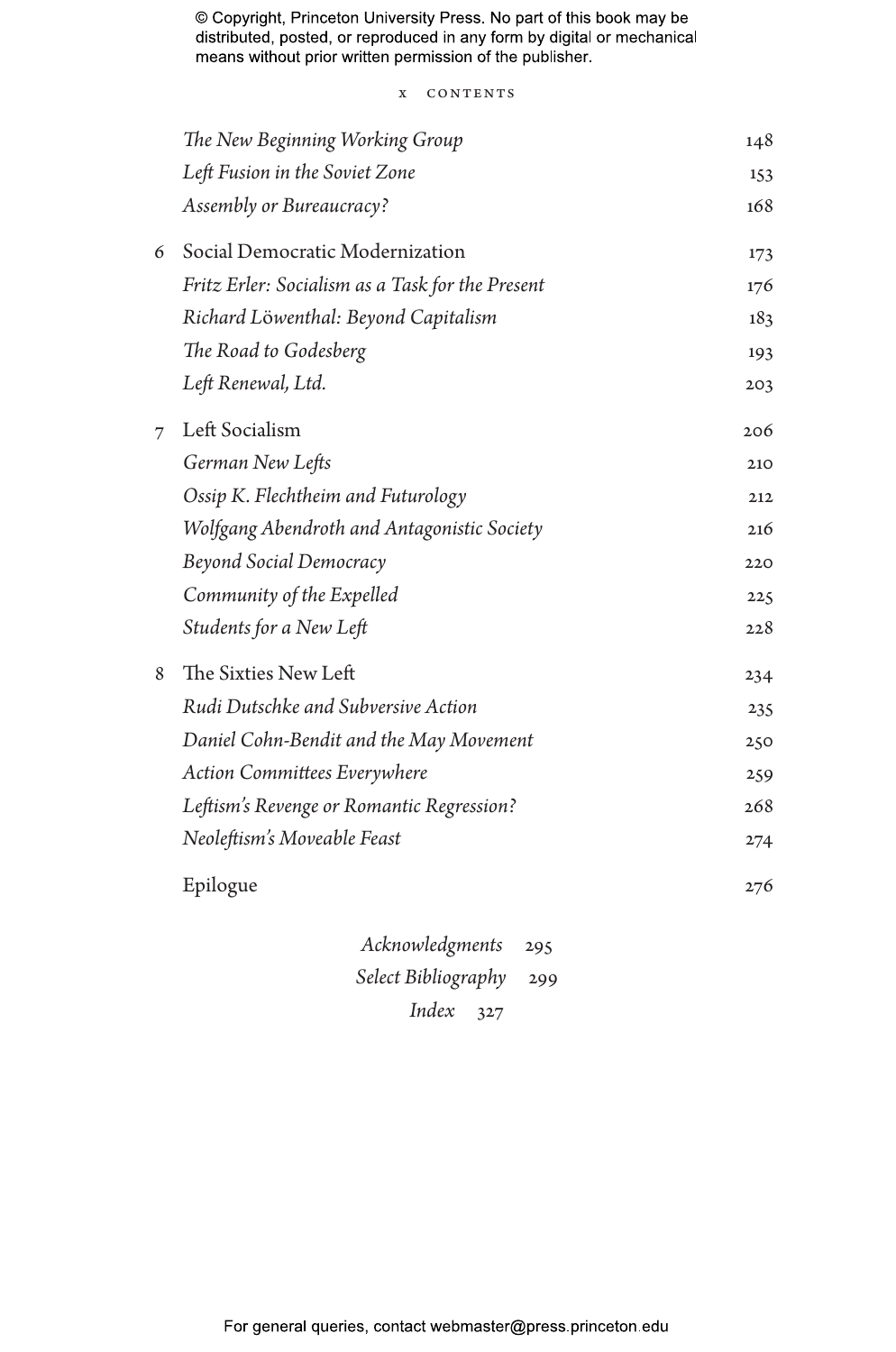*The New Beginning Working Group* 148
*Left Fusion in the Soviet Zone* 153
*Assembly or Bureaucracy?* 168

6 Social Democratic Modernization 173
*Fritz Erler: Socialism as a Task for the Present* 176
*Richard Löwenthal: Beyond Capitalism* 183
*The Road to Godesberg* 193
*Left Renewal, Ltd.* 203

7 Left Socialism 206
*German New Lefts* 210
*Ossip K. Flechtheim and Futurology* 212
*Wolfgang Abendroth and Antagonistic Society* 216
*Beyond Social Democracy* 220
*Community of the Expelled* 225
*Students for a New Left* 228

8 The Sixties New Left 234
*Rudi Dutschke and Subversive Action* 235
*Daniel Cohn-Bendit and the May Movement* 250
*Action Committees Everywhere* 259
*Leftism's Revenge or Romantic Regression?* 268
*Neoleftism's Moveable Feast* 274

Epilogue 276

*Acknowledgments* 295
*Select Bibliography* 299
*Index* 327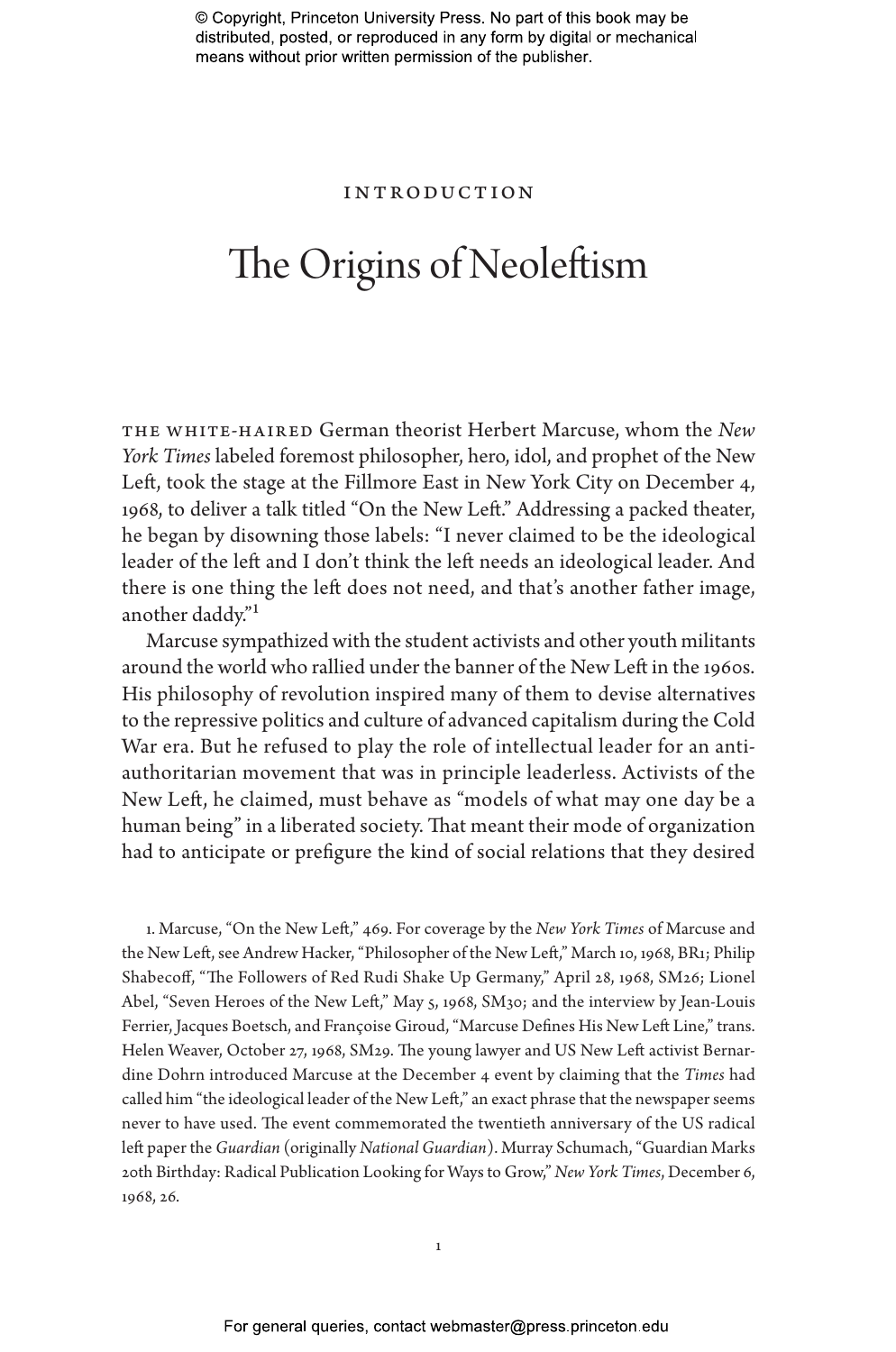INTRODUCTION

# The Origins of Neoleftism

THE WHITE-HAIRED German theorist Herbert Marcuse, whom the *New York Times* labeled foremost philosopher, hero, idol, and prophet of the New Left, took the stage at the Fillmore East in New York City on December 4, 1968, to deliver a talk titled "On the New Left." Addressing a packed theater, he began by disowning those labels: "I never claimed to be the ideological leader of the left and I don't think the left needs an ideological leader. And there is one thing the left does not need, and that's another father image, another daddy."[1]

Marcuse sympathized with the student activists and other youth militants around the world who rallied under the banner of the New Left in the 1960s. His philosophy of revolution inspired many of them to devise alternatives to the repressive politics and culture of advanced capitalism during the Cold War era. But he refused to play the role of intellectual leader for an anti-authoritarian movement that was in principle leaderless. Activists of the New Left, he claimed, must behave as "models of what may one day be a human being" in a liberated society. That meant their mode of organization had to anticipate or prefigure the kind of social relations that they desired

1. Marcuse, "On the New Left," 469. For coverage by the *New York Times* of Marcuse and the New Left, see Andrew Hacker, "Philosopher of the New Left," March 10, 1968, BR1; Philip Shabecoff, "The Followers of Red Rudi Shake Up Germany," April 28, 1968, SM26; Lionel Abel, "Seven Heroes of the New Left," May 5, 1968, SM30; and the interview by Jean-Louis Ferrier, Jacques Boetsch, and Françoise Giroud, "Marcuse Defines His New Left Line," trans. Helen Weaver, October 27, 1968, SM29. The young lawyer and US New Left activist Bernardine Dohrn introduced Marcuse at the December 4 event by claiming that the *Times* had called him "the ideological leader of the New Left," an exact phrase that the newspaper seems never to have used. The event commemorated the twentieth anniversary of the US radical left paper the *Guardian* (originally *National Guardian*). Murray Schumach, "Guardian Marks 20th Birthday: Radical Publication Looking for Ways to Grow," *New York Times*, December 6, 1968, 26.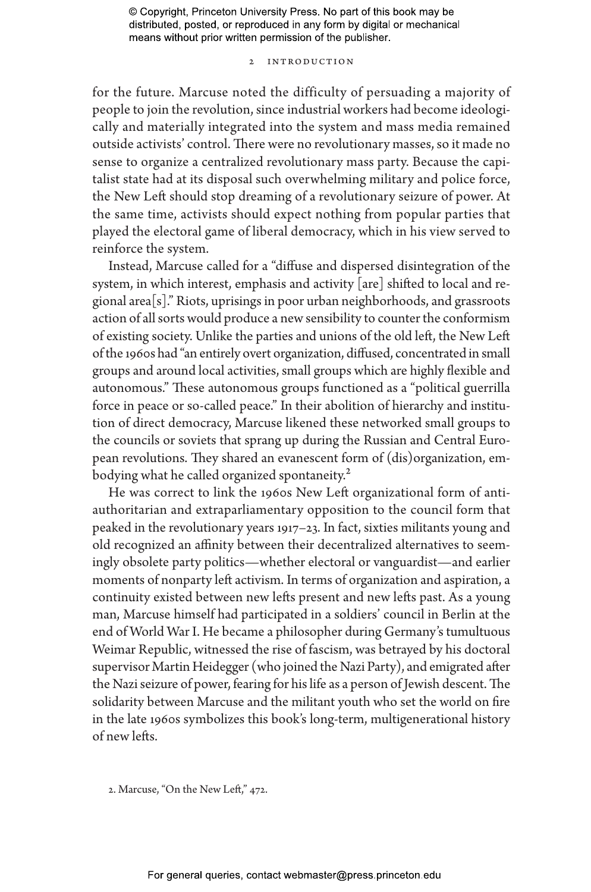for the future. Marcuse noted the difficulty of persuading a majority of people to join the revolution, since industrial workers had become ideologically and materially integrated into the system and mass media remained outside activists' control. There were no revolutionary masses, so it made no sense to organize a centralized revolutionary mass party. Because the capitalist state had at its disposal such overwhelming military and police force, the New Left should stop dreaming of a revolutionary seizure of power. At the same time, activists should expect nothing from popular parties that played the electoral game of liberal democracy, which in his view served to reinforce the system.

Instead, Marcuse called for a "diffuse and dispersed disintegration of the system, in which interest, emphasis and activity [are] shifted to local and regional area[s]." Riots, uprisings in poor urban neighborhoods, and grassroots action of all sorts would produce a new sensibility to counter the conformism of existing society. Unlike the parties and unions of the old left, the New Left of the 1960s had "an entirely overt organization, diffused, concentrated in small groups and around local activities, small groups which are highly flexible and autonomous." These autonomous groups functioned as a "political guerrilla force in peace or so-called peace." In their abolition of hierarchy and institution of direct democracy, Marcuse likened these networked small groups to the councils or soviets that sprang up during the Russian and Central European revolutions. They shared an evanescent form of (dis)organization, embodying what he called organized spontaneity.[2]

He was correct to link the 1960s New Left organizational form of anti-authoritarian and extraparliamentary opposition to the council form that peaked in the revolutionary years 1917–23. In fact, sixties militants young and old recognized an affinity between their decentralized alternatives to seemingly obsolete party politics—whether electoral or vanguardist—and earlier moments of nonparty left activism. In terms of organization and aspiration, a continuity existed between new lefts present and new lefts past. As a young man, Marcuse himself had participated in a soldiers' council in Berlin at the end of World War I. He became a philosopher during Germany's tumultuous Weimar Republic, witnessed the rise of fascism, was betrayed by his doctoral supervisor Martin Heidegger (who joined the Nazi Party), and emigrated after the Nazi seizure of power, fearing for his life as a person of Jewish descent. The solidarity between Marcuse and the militant youth who set the world on fire in the late 1960s symbolizes this book's long-term, multigenerational history of new lefts.

2. Marcuse, "On the New Left," 472.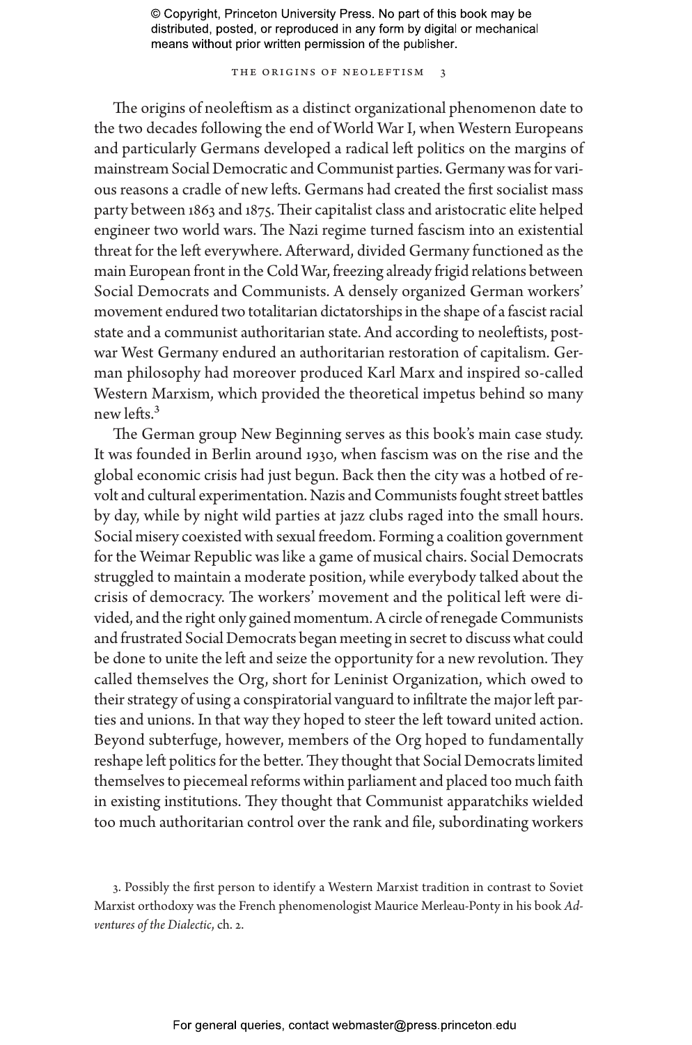The origins of neoleftism as a distinct organizational phenomenon date to the two decades following the end of World War I, when Western Europeans and particularly Germans developed a radical left politics on the margins of mainstream Social Democratic and Communist parties. Germany was for various reasons a cradle of new lefts. Germans had created the first socialist mass party between 1863 and 1875. Their capitalist class and aristocratic elite helped engineer two world wars. The Nazi regime turned fascism into an existential threat for the left everywhere. Afterward, divided Germany functioned as the main European front in the Cold War, freezing already frigid relations between Social Democrats and Communists. A densely organized German workers' movement endured two totalitarian dictatorships in the shape of a fascist racial state and a communist authoritarian state. And according to neoleftists, postwar West Germany endured an authoritarian restoration of capitalism. German philosophy had moreover produced Karl Marx and inspired so-called Western Marxism, which provided the theoretical impetus behind so many new lefts.[3]

The German group New Beginning serves as this book's main case study. It was founded in Berlin around 1930, when fascism was on the rise and the global economic crisis had just begun. Back then the city was a hotbed of revolt and cultural experimentation. Nazis and Communists fought street battles by day, while by night wild parties at jazz clubs raged into the small hours. Social misery coexisted with sexual freedom. Forming a coalition government for the Weimar Republic was like a game of musical chairs. Social Democrats struggled to maintain a moderate position, while everybody talked about the crisis of democracy. The workers' movement and the political left were divided, and the right only gained momentum. A circle of renegade Communists and frustrated Social Democrats began meeting in secret to discuss what could be done to unite the left and seize the opportunity for a new revolution. They called themselves the Org, short for Leninist Organization, which owed to their strategy of using a conspiratorial vanguard to infiltrate the major left parties and unions. In that way they hoped to steer the left toward united action. Beyond subterfuge, however, members of the Org hoped to fundamentally reshape left politics for the better. They thought that Social Democrats limited themselves to piecemeal reforms within parliament and placed too much faith in existing institutions. They thought that Communist apparatchiks wielded too much authoritarian control over the rank and file, subordinating workers

3. Possibly the first person to identify a Western Marxist tradition in contrast to Soviet Marxist orthodoxy was the French phenomenologist Maurice Merleau-Ponty in his book *Adventures of the Dialectic*, ch. 2.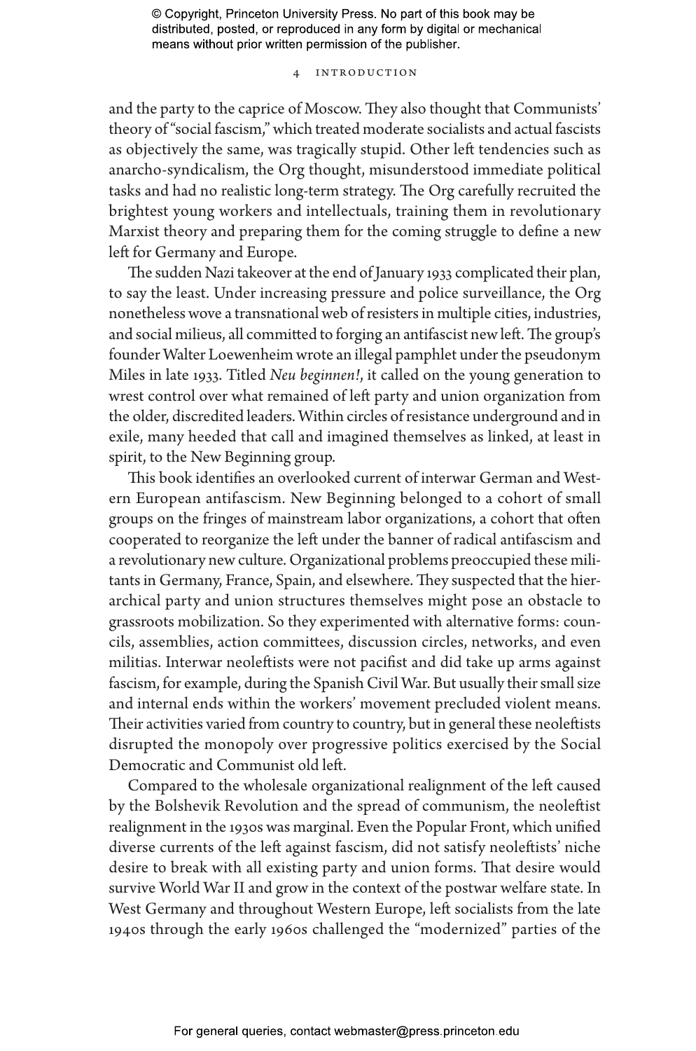and the party to the caprice of Moscow. They also thought that Communists' theory of "social fascism," which treated moderate socialists and actual fascists as objectively the same, was tragically stupid. Other left tendencies such as anarcho-syndicalism, the Org thought, misunderstood immediate political tasks and had no realistic long-term strategy. The Org carefully recruited the brightest young workers and intellectuals, training them in revolutionary Marxist theory and preparing them for the coming struggle to define a new left for Germany and Europe.

The sudden Nazi takeover at the end of January 1933 complicated their plan, to say the least. Under increasing pressure and police surveillance, the Org nonetheless wove a transnational web of resisters in multiple cities, industries, and social milieus, all committed to forging an antifascist new left. The group's founder Walter Loewenheim wrote an illegal pamphlet under the pseudonym Miles in late 1933. Titled *Neu beginnen!*, it called on the young generation to wrest control over what remained of left party and union organization from the older, discredited leaders. Within circles of resistance underground and in exile, many heeded that call and imagined themselves as linked, at least in spirit, to the New Beginning group.

This book identifies an overlooked current of interwar German and Western European antifascism. New Beginning belonged to a cohort of small groups on the fringes of mainstream labor organizations, a cohort that often cooperated to reorganize the left under the banner of radical antifascism and a revolutionary new culture. Organizational problems preoccupied these militants in Germany, France, Spain, and elsewhere. They suspected that the hierarchical party and union structures themselves might pose an obstacle to grassroots mobilization. So they experimented with alternative forms: councils, assemblies, action committees, discussion circles, networks, and even militias. Interwar neoleftists were not pacifist and did take up arms against fascism, for example, during the Spanish Civil War. But usually their small size and internal ends within the workers' movement precluded violent means. Their activities varied from country to country, but in general these neoleftists disrupted the monopoly over progressive politics exercised by the Social Democratic and Communist old left.

Compared to the wholesale organizational realignment of the left caused by the Bolshevik Revolution and the spread of communism, the neoleftist realignment in the 1930s was marginal. Even the Popular Front, which unified diverse currents of the left against fascism, did not satisfy neoleftists' niche desire to break with all existing party and union forms. That desire would survive World War II and grow in the context of the postwar welfare state. In West Germany and throughout Western Europe, left socialists from the late 1940s through the early 1960s challenged the "modernized" parties of the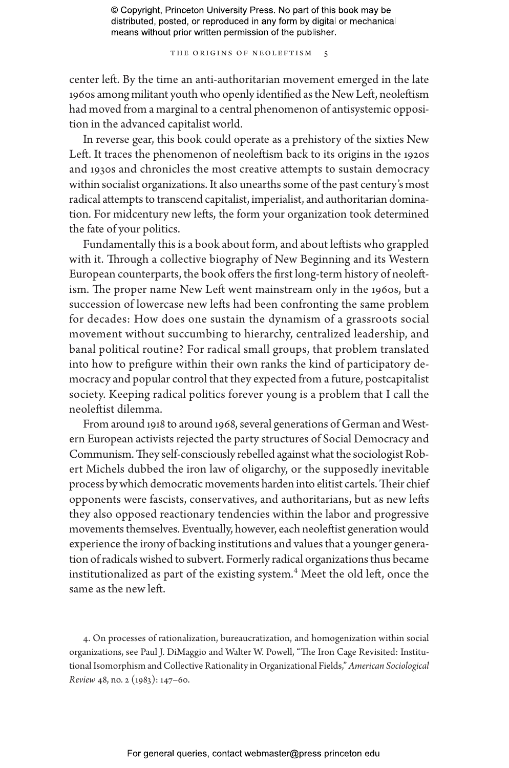center left. By the time an anti-authoritarian movement emerged in the late 1960s among militant youth who openly identified as the New Left, neoleftism had moved from a marginal to a central phenomenon of antisystemic opposition in the advanced capitalist world.

In reverse gear, this book could operate as a prehistory of the sixties New Left. It traces the phenomenon of neoleftism back to its origins in the 1920s and 1930s and chronicles the most creative attempts to sustain democracy within socialist organizations. It also unearths some of the past century's most radical attempts to transcend capitalist, imperialist, and authoritarian domination. For midcentury new lefts, the form your organization took determined the fate of your politics.

Fundamentally this is a book about form, and about leftists who grappled with it. Through a collective biography of New Beginning and its Western European counterparts, the book offers the first long-term history of neoleftism. The proper name New Left went mainstream only in the 1960s, but a succession of lowercase new lefts had been confronting the same problem for decades: How does one sustain the dynamism of a grassroots social movement without succumbing to hierarchy, centralized leadership, and banal political routine? For radical small groups, that problem translated into how to prefigure within their own ranks the kind of participatory democracy and popular control that they expected from a future, postcapitalist society. Keeping radical politics forever young is a problem that I call the neoleftist dilemma.

From around 1918 to around 1968, several generations of German and Western European activists rejected the party structures of Social Democracy and Communism. They self-consciously rebelled against what the sociologist Robert Michels dubbed the iron law of oligarchy, or the supposedly inevitable process by which democratic movements harden into elitist cartels. Their chief opponents were fascists, conservatives, and authoritarians, but as new lefts they also opposed reactionary tendencies within the labor and progressive movements themselves. Eventually, however, each neoleftist generation would experience the irony of backing institutions and values that a younger generation of radicals wished to subvert. Formerly radical organizations thus became institutionalized as part of the existing system.[4] Meet the old left, once the same as the new left.

4. On processes of rationalization, bureaucratization, and homogenization within social organizations, see Paul J. DiMaggio and Walter W. Powell, "The Iron Cage Revisited: Institutional Isomorphism and Collective Rationality in Organizational Fields," *American Sociological Review* 48, no. 2 (1983): 147–60.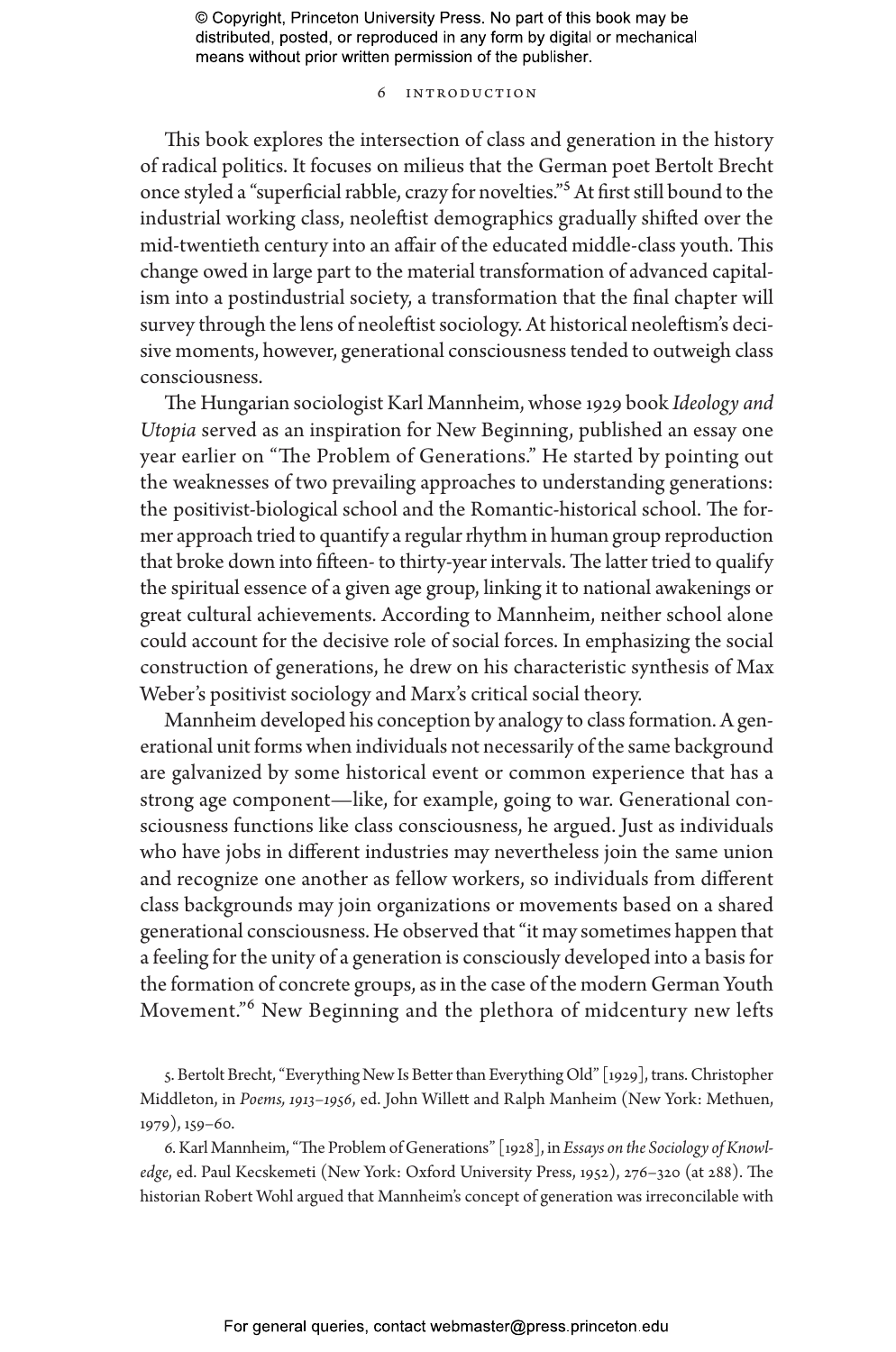This book explores the intersection of class and generation in the history of radical politics. It focuses on milieus that the German poet Bertolt Brecht once styled a "superficial rabble, crazy for novelties."[5] At first still bound to the industrial working class, neoleftist demographics gradually shifted over the mid-twentieth century into an affair of the educated middle-class youth. This change owed in large part to the material transformation of advanced capitalism into a postindustrial society, a transformation that the final chapter will survey through the lens of neoleftist sociology. At historical neoleftism's decisive moments, however, generational consciousness tended to outweigh class consciousness.

The Hungarian sociologist Karl Mannheim, whose 1929 book *Ideology and Utopia* served as an inspiration for New Beginning, published an essay one year earlier on "The Problem of Generations." He started by pointing out the weaknesses of two prevailing approaches to understanding generations: the positivist-biological school and the Romantic-historical school. The former approach tried to quantify a regular rhythm in human group reproduction that broke down into fifteen- to thirty-year intervals. The latter tried to qualify the spiritual essence of a given age group, linking it to national awakenings or great cultural achievements. According to Mannheim, neither school alone could account for the decisive role of social forces. In emphasizing the social construction of generations, he drew on his characteristic synthesis of Max Weber's positivist sociology and Marx's critical social theory.

Mannheim developed his conception by analogy to class formation. A generational unit forms when individuals not necessarily of the same background are galvanized by some historical event or common experience that has a strong age component—like, for example, going to war. Generational consciousness functions like class consciousness, he argued. Just as individuals who have jobs in different industries may nevertheless join the same union and recognize one another as fellow workers, so individuals from different class backgrounds may join organizations or movements based on a shared generational consciousness. He observed that "it may sometimes happen that a feeling for the unity of a generation is consciously developed into a basis for the formation of concrete groups, as in the case of the modern German Youth Movement."[6] New Beginning and the plethora of midcentury new lefts

5. Bertolt Brecht, "Everything New Is Better than Everything Old" [1929], trans. Christopher Middleton, in *Poems, 1913–1956*, ed. John Willett and Ralph Manheim (New York: Methuen, 1979), 159–60.

6. Karl Mannheim, "The Problem of Generations" [1928], in *Essays on the Sociology of Knowledge*, ed. Paul Kecskemeti (New York: Oxford University Press, 1952), 276–320 (at 288). The historian Robert Wohl argued that Mannheim's concept of generation was irreconcilable with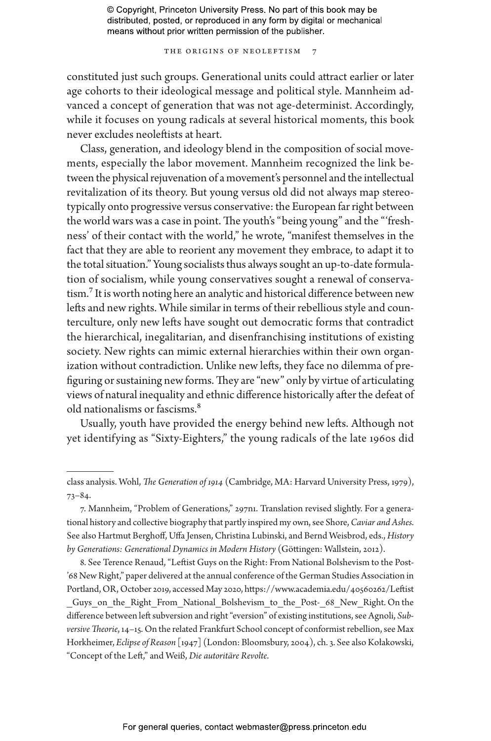constituted just such groups. Generational units could attract earlier or later age cohorts to their ideological message and political style. Mannheim advanced a concept of generation that was not age-determinist. Accordingly, while it focuses on young radicals at several historical moments, this book never excludes neoleftists at heart.

Class, generation, and ideology blend in the composition of social movements, especially the labor movement. Mannheim recognized the link between the physical rejuvenation of a movement's personnel and the intellectual revitalization of its theory. But young versus old did not always map stereotypically onto progressive versus conservative: the European far right between the world wars was a case in point. The youth's "being young" and the "'freshness' of their contact with the world," he wrote, "manifest themselves in the fact that they are able to reorient any movement they embrace, to adapt it to the total situation." Young socialists thus always sought an up-to-date formulation of socialism, while young conservatives sought a renewal of conservatism.[7] It is worth noting here an analytic and historical difference between new lefts and new rights. While similar in terms of their rebellious style and counterculture, only new lefts have sought out democratic forms that contradict the hierarchical, inegalitarian, and disenfranchising institutions of existing society. New rights can mimic external hierarchies within their own organization without contradiction. Unlike new lefts, they face no dilemma of prefiguring or sustaining new forms. They are "new" only by virtue of articulating views of natural inequality and ethnic difference historically after the defeat of old nationalisms or fascisms.[8]

Usually, youth have provided the energy behind new lefts. Although not yet identifying as "Sixty-Eighters," the young radicals of the late 1960s did

---

class analysis. Wohl, *The Generation of 1914* (Cambridge, MA: Harvard University Press, 1979), 73–84.

7. Mannheim, "Problem of Generations," 297n1. Translation revised slightly. For a generational history and collective biography that partly inspired my own, see Shore, *Caviar and Ashes*. See also Hartmut Berghoff, Uffa Jensen, Christina Lubinski, and Bernd Weisbrod, eds., *History by Generations: Generational Dynamics in Modern History* (Göttingen: Wallstein, 2012).

8. See Terence Renaud, "Leftist Guys on the Right: From National Bolshevism to the Post-'68 New Right," paper delivered at the annual conference of the German Studies Association in Portland, OR, October 2019, accessed May 2020, https://www.academia.edu/40560262/Leftist_Guys_on_the_Right_From_National_Bolshevism_to_the_Post-_68_New_Right. On the difference between left subversion and right "eversion" of existing institutions, see Agnoli, *Subversive Theorie*, 14–15. On the related Frankfurt School concept of conformist rebellion, see Max Horkheimer, *Eclipse of Reason* [1947] (London: Bloomsbury, 2004), ch. 3. See also Kołakowski, "Concept of the Left," and Weiß, *Die autoritäre Revolte*.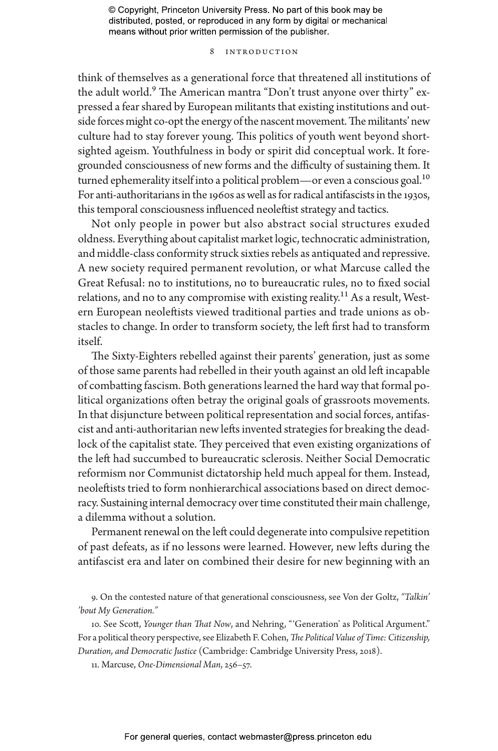think of themselves as a generational force that threatened all institutions of the adult world.[9] The American mantra "Don't trust anyone over thirty" expressed a fear shared by European militants that existing institutions and outside forces might co-opt the energy of the nascent movement. The militants' new culture had to stay forever young. This politics of youth went beyond shortsighted ageism. Youthfulness in body or spirit did conceptual work. It foregrounded consciousness of new forms and the difficulty of sustaining them. It turned ephemerality itself into a political problem—or even a conscious goal.[10] For anti-authoritarians in the 1960s as well as for radical antifascists in the 1930s, this temporal consciousness influenced neoleftist strategy and tactics.

Not only people in power but also abstract social structures exuded oldness. Everything about capitalist market logic, technocratic administration, and middle-class conformity struck sixties rebels as antiquated and repressive. A new society required permanent revolution, or what Marcuse called the Great Refusal: no to institutions, no to bureaucratic rules, no to fixed social relations, and no to any compromise with existing reality.[11] As a result, Western European neoleftists viewed traditional parties and trade unions as obstacles to change. In order to transform society, the left first had to transform itself.

The Sixty-Eighters rebelled against their parents' generation, just as some of those same parents had rebelled in their youth against an old left incapable of combatting fascism. Both generations learned the hard way that formal political organizations often betray the original goals of grassroots movements. In that disjuncture between political representation and social forces, antifascist and anti-authoritarian new lefts invented strategies for breaking the deadlock of the capitalist state. They perceived that even existing organizations of the left had succumbed to bureaucratic sclerosis. Neither Social Democratic reformism nor Communist dictatorship held much appeal for them. Instead, neoleftists tried to form nonhierarchical associations based on direct democracy. Sustaining internal democracy over time constituted their main challenge, a dilemma without a solution.

Permanent renewal on the left could degenerate into compulsive repetition of past defeats, as if no lessons were learned. However, new lefts during the antifascist era and later on combined their desire for new beginning with an

9. On the contested nature of that generational consciousness, see Von der Goltz, *"Talkin' 'bout My Generation."*

10. See Scott, *Younger than That Now*, and Nehring, "'Generation' as Political Argument." For a political theory perspective, see Elizabeth F. Cohen, *The Political Value of Time: Citizenship, Duration, and Democratic Justice* (Cambridge: Cambridge University Press, 2018).

11. Marcuse, *One-Dimensional Man*, 256–57.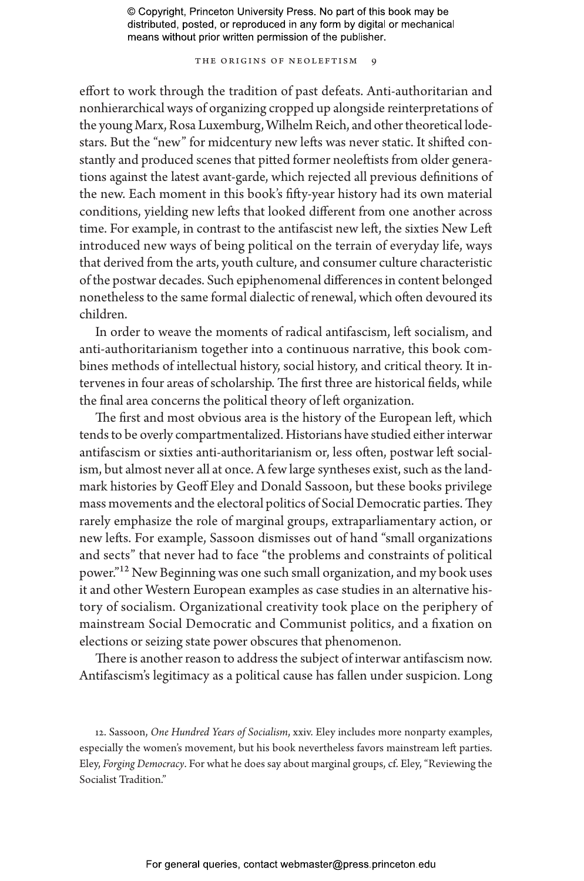effort to work through the tradition of past defeats. Anti-authoritarian and nonhierarchical ways of organizing cropped up alongside reinterpretations of the young Marx, Rosa Luxemburg, Wilhelm Reich, and other theoretical lodestars. But the "new" for midcentury new lefts was never static. It shifted constantly and produced scenes that pitted former neoleftists from older generations against the latest avant-garde, which rejected all previous definitions of the new. Each moment in this book's fifty-year history had its own material conditions, yielding new lefts that looked different from one another across time. For example, in contrast to the antifascist new left, the sixties New Left introduced new ways of being political on the terrain of everyday life, ways that derived from the arts, youth culture, and consumer culture characteristic of the postwar decades. Such epiphenomenal differences in content belonged nonetheless to the same formal dialectic of renewal, which often devoured its children.

In order to weave the moments of radical antifascism, left socialism, and anti-authoritarianism together into a continuous narrative, this book combines methods of intellectual history, social history, and critical theory. It intervenes in four areas of scholarship. The first three are historical fields, while the final area concerns the political theory of left organization.

The first and most obvious area is the history of the European left, which tends to be overly compartmentalized. Historians have studied either interwar antifascism or sixties anti-authoritarianism or, less often, postwar left socialism, but almost never all at once. A few large syntheses exist, such as the landmark histories by Geoff Eley and Donald Sassoon, but these books privilege mass movements and the electoral politics of Social Democratic parties. They rarely emphasize the role of marginal groups, extraparliamentary action, or new lefts. For example, Sassoon dismisses out of hand "small organizations and sects" that never had to face "the problems and constraints of political power."[12] New Beginning was one such small organization, and my book uses it and other Western European examples as case studies in an alternative history of socialism. Organizational creativity took place on the periphery of mainstream Social Democratic and Communist politics, and a fixation on elections or seizing state power obscures that phenomenon.

There is another reason to address the subject of interwar antifascism now. Antifascism's legitimacy as a political cause has fallen under suspicion. Long

12. Sassoon, *One Hundred Years of Socialism*, xxiv. Eley includes more nonparty examples, especially the women's movement, but his book nevertheless favors mainstream left parties. Eley, *Forging Democracy*. For what he does say about marginal groups, cf. Eley, "Reviewing the Socialist Tradition."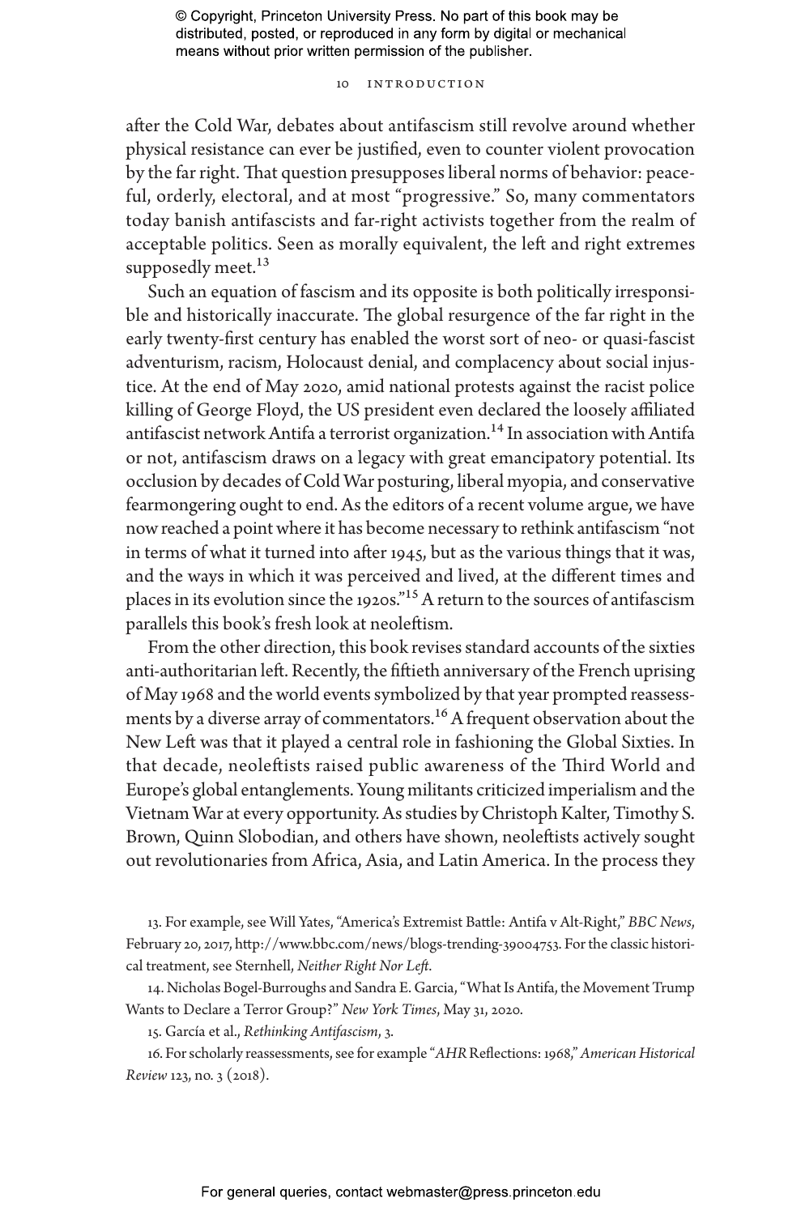after the Cold War, debates about antifascism still revolve around whether physical resistance can ever be justified, even to counter violent provocation by the far right. That question presupposes liberal norms of behavior: peaceful, orderly, electoral, and at most "progressive." So, many commentators today banish antifascists and far-right activists together from the realm of acceptable politics. Seen as morally equivalent, the left and right extremes supposedly meet.[13]

Such an equation of fascism and its opposite is both politically irresponsible and historically inaccurate. The global resurgence of the far right in the early twenty-first century has enabled the worst sort of neo- or quasi-fascist adventurism, racism, Holocaust denial, and complacency about social injustice. At the end of May 2020, amid national protests against the racist police killing of George Floyd, the US president even declared the loosely affiliated antifascist network Antifa a terrorist organization.[14] In association with Antifa or not, antifascism draws on a legacy with great emancipatory potential. Its occlusion by decades of Cold War posturing, liberal myopia, and conservative fearmongering ought to end. As the editors of a recent volume argue, we have now reached a point where it has become necessary to rethink antifascism "not in terms of what it turned into after 1945, but as the various things that it was, and the ways in which it was perceived and lived, at the different times and places in its evolution since the 1920s."[15] A return to the sources of antifascism parallels this book's fresh look at neoleftism.

From the other direction, this book revises standard accounts of the sixties anti-authoritarian left. Recently, the fiftieth anniversary of the French uprising of May 1968 and the world events symbolized by that year prompted reassessments by a diverse array of commentators.[16] A frequent observation about the New Left was that it played a central role in fashioning the Global Sixties. In that decade, neoleftists raised public awareness of the Third World and Europe's global entanglements. Young militants criticized imperialism and the Vietnam War at every opportunity. As studies by Christoph Kalter, Timothy S. Brown, Quinn Slobodian, and others have shown, neoleftists actively sought out revolutionaries from Africa, Asia, and Latin America. In the process they

13. For example, see Will Yates, "America's Extremist Battle: Antifa v Alt-Right," *BBC News*, February 20, 2017, http://www.bbc.com/news/blogs-trending-39004753. For the classic historical treatment, see Sternhell, *Neither Right Nor Left*.

14. Nicholas Bogel-Burroughs and Sandra E. Garcia, "What Is Antifa, the Movement Trump Wants to Declare a Terror Group?" *New York Times*, May 31, 2020.

15. García et al., *Rethinking Antifascism*, 3.

16. For scholarly reassessments, see for example "*AHR* Reflections: 1968," *American Historical Review* 123, no. 3 (2018).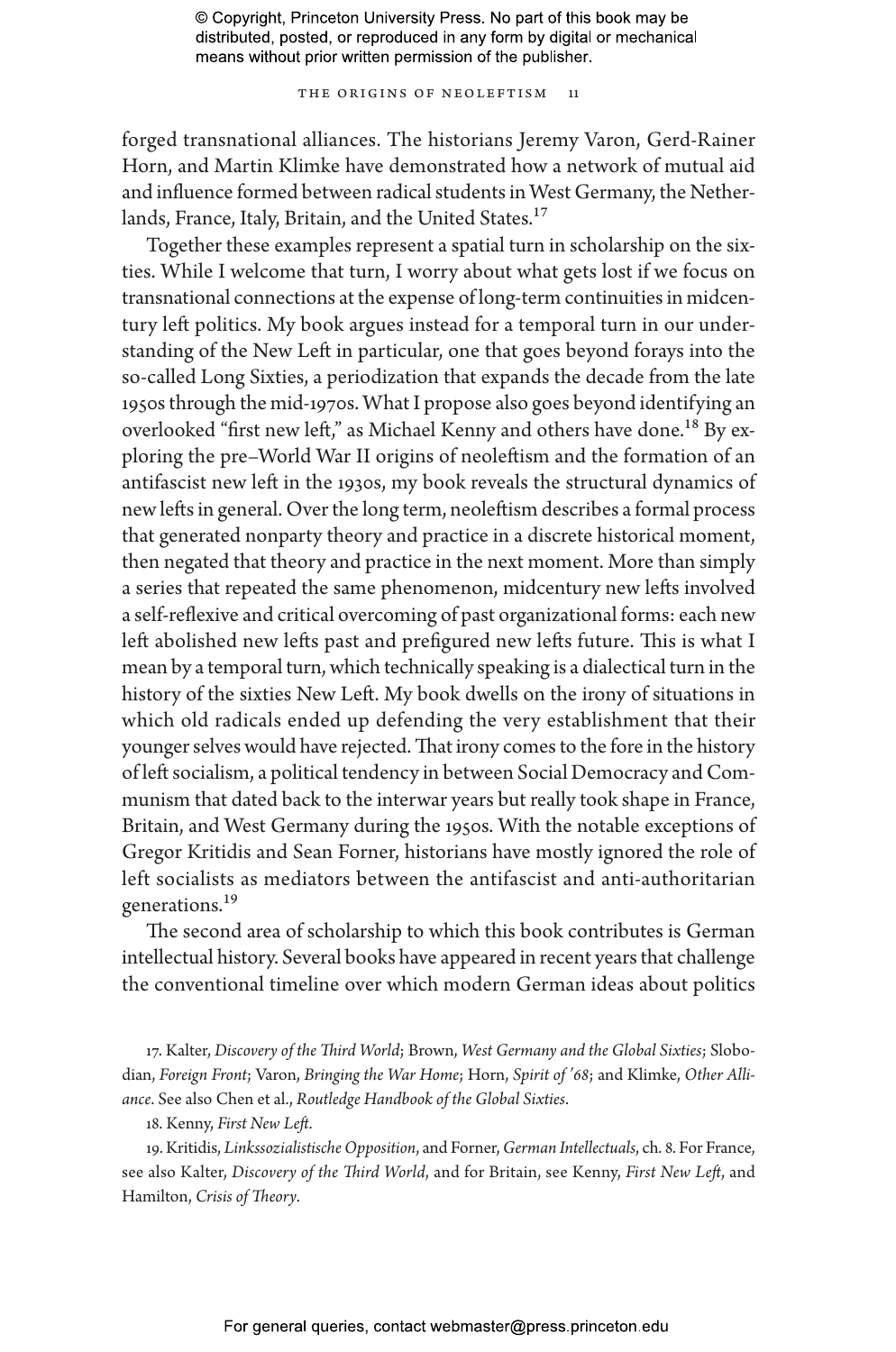forged transnational alliances. The historians Jeremy Varon, Gerd-Rainer Horn, and Martin Klimke have demonstrated how a network of mutual aid and influence formed between radical students in West Germany, the Netherlands, France, Italy, Britain, and the United States.[17]

Together these examples represent a spatial turn in scholarship on the sixties. While I welcome that turn, I worry about what gets lost if we focus on transnational connections at the expense of long-term continuities in midcentury left politics. My book argues instead for a temporal turn in our understanding of the New Left in particular, one that goes beyond forays into the so-called Long Sixties, a periodization that expands the decade from the late 1950s through the mid-1970s. What I propose also goes beyond identifying an overlooked "first new left," as Michael Kenny and others have done.[18] By exploring the pre–World War II origins of neoleftism and the formation of an antifascist new left in the 1930s, my book reveals the structural dynamics of new lefts in general. Over the long term, neoleftism describes a formal process that generated nonparty theory and practice in a discrete historical moment, then negated that theory and practice in the next moment. More than simply a series that repeated the same phenomenon, midcentury new lefts involved a self-reflexive and critical overcoming of past organizational forms: each new left abolished new lefts past and prefigured new lefts future. This is what I mean by a temporal turn, which technically speaking is a dialectical turn in the history of the sixties New Left. My book dwells on the irony of situations in which old radicals ended up defending the very establishment that their younger selves would have rejected. That irony comes to the fore in the history of left socialism, a political tendency in between Social Democracy and Communism that dated back to the interwar years but really took shape in France, Britain, and West Germany during the 1950s. With the notable exceptions of Gregor Kritidis and Sean Forner, historians have mostly ignored the role of left socialists as mediators between the antifascist and anti-authoritarian generations.[19]

The second area of scholarship to which this book contributes is German intellectual history. Several books have appeared in recent years that challenge the conventional timeline over which modern German ideas about politics

17. Kalter, *Discovery of the Third World*; Brown, *West Germany and the Global Sixties*; Slobodian, *Foreign Front*; Varon, *Bringing the War Home*; Horn, *Spirit of '68*; and Klimke, *Other Alliance*. See also Chen et al., *Routledge Handbook of the Global Sixties*.

18. Kenny, *First New Left*.

19. Kritidis, *Linkssozialistische Opposition*, and Forner, *German Intellectuals*, ch. 8. For France, see also Kalter, *Discovery of the Third World*, and for Britain, see Kenny, *First New Left*, and Hamilton, *Crisis of Theory*.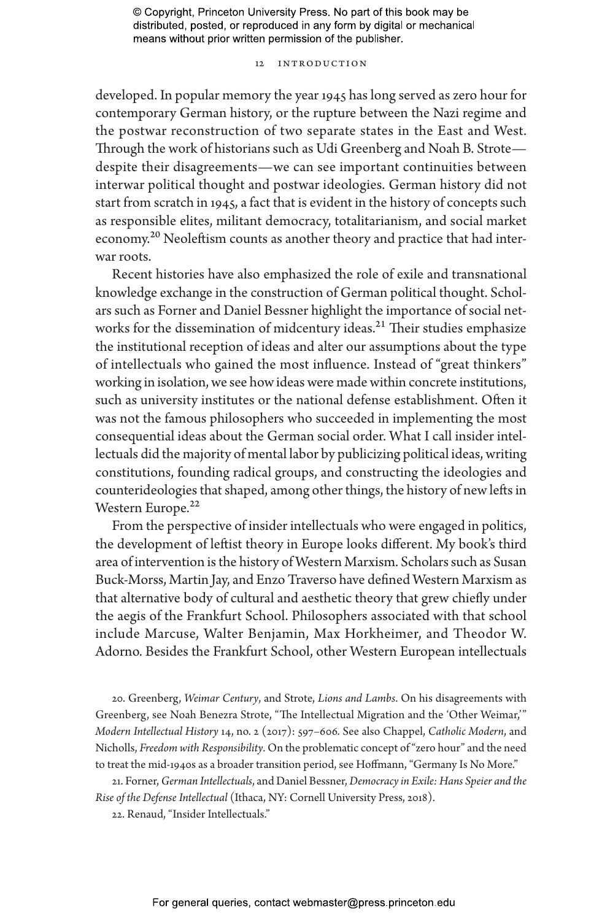developed. In popular memory the year 1945 has long served as zero hour for contemporary German history, or the rupture between the Nazi regime and the postwar reconstruction of two separate states in the East and West. Through the work of historians such as Udi Greenberg and Noah B. Strote—despite their disagreements—we can see important continuities between interwar political thought and postwar ideologies. German history did not start from scratch in 1945, a fact that is evident in the history of concepts such as responsible elites, militant democracy, totalitarianism, and social market economy.[20] Neoleftism counts as another theory and practice that had interwar roots.

Recent histories have also emphasized the role of exile and transnational knowledge exchange in the construction of German political thought. Scholars such as Forner and Daniel Bessner highlight the importance of social networks for the dissemination of midcentury ideas.[21] Their studies emphasize the institutional reception of ideas and alter our assumptions about the type of intellectuals who gained the most influence. Instead of "great thinkers" working in isolation, we see how ideas were made within concrete institutions, such as university institutes or the national defense establishment. Often it was not the famous philosophers who succeeded in implementing the most consequential ideas about the German social order. What I call insider intellectuals did the majority of mental labor by publicizing political ideas, writing constitutions, founding radical groups, and constructing the ideologies and counterideologies that shaped, among other things, the history of new lefts in Western Europe.[22]

From the perspective of insider intellectuals who were engaged in politics, the development of leftist theory in Europe looks different. My book's third area of intervention is the history of Western Marxism. Scholars such as Susan Buck-Morss, Martin Jay, and Enzo Traverso have defined Western Marxism as that alternative body of cultural and aesthetic theory that grew chiefly under the aegis of the Frankfurt School. Philosophers associated with that school include Marcuse, Walter Benjamin, Max Horkheimer, and Theodor W. Adorno. Besides the Frankfurt School, other Western European intellectuals

20. Greenberg, *Weimar Century*, and Strote, *Lions and Lambs*. On his disagreements with Greenberg, see Noah Benezra Strote, "The Intellectual Migration and the 'Other Weimar,'" *Modern Intellectual History* 14, no. 2 (2017): 597–606. See also Chappel, *Catholic Modern*, and Nicholls, *Freedom with Responsibility*. On the problematic concept of "zero hour" and the need to treat the mid-1940s as a broader transition period, see Hoffmann, "Germany Is No More."

21. Forner, *German Intellectuals*, and Daniel Bessner, *Democracy in Exile: Hans Speier and the Rise of the Defense Intellectual* (Ithaca, NY: Cornell University Press, 2018).

22. Renaud, "Insider Intellectuals."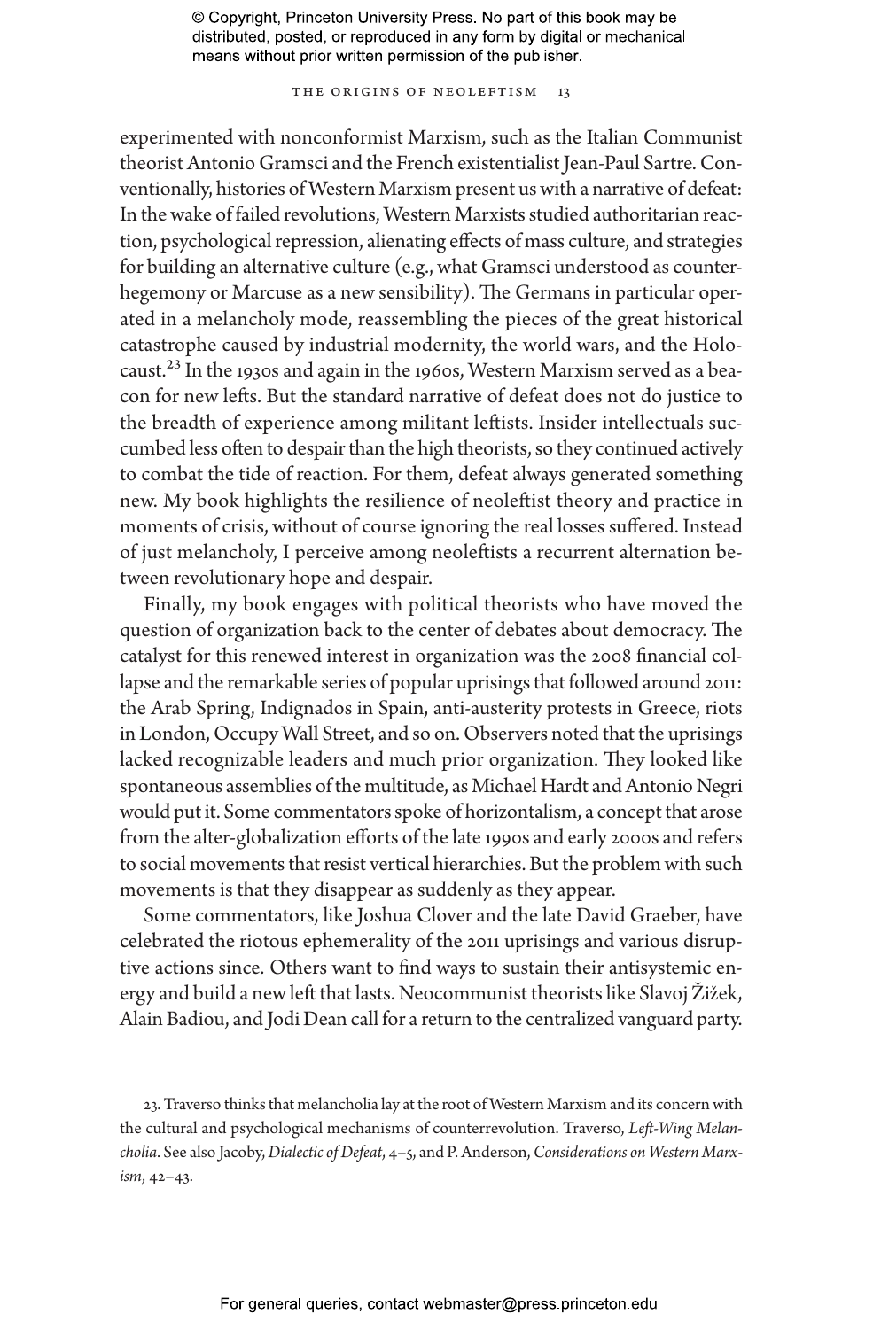experimented with nonconformist Marxism, such as the Italian Communist theorist Antonio Gramsci and the French existentialist Jean-Paul Sartre. Conventionally, histories of Western Marxism present us with a narrative of defeat: In the wake of failed revolutions, Western Marxists studied authoritarian reaction, psychological repression, alienating effects of mass culture, and strategies for building an alternative culture (e.g., what Gramsci understood as counterhegemony or Marcuse as a new sensibility). The Germans in particular operated in a melancholy mode, reassembling the pieces of the great historical catastrophe caused by industrial modernity, the world wars, and the Holocaust.[23] In the 1930s and again in the 1960s, Western Marxism served as a beacon for new lefts. But the standard narrative of defeat does not do justice to the breadth of experience among militant leftists. Insider intellectuals succumbed less often to despair than the high theorists, so they continued actively to combat the tide of reaction. For them, defeat always generated something new. My book highlights the resilience of neoleftist theory and practice in moments of crisis, without of course ignoring the real losses suffered. Instead of just melancholy, I perceive among neoleftists a recurrent alternation between revolutionary hope and despair.

Finally, my book engages with political theorists who have moved the question of organization back to the center of debates about democracy. The catalyst for this renewed interest in organization was the 2008 financial collapse and the remarkable series of popular uprisings that followed around 2011: the Arab Spring, Indignados in Spain, anti-austerity protests in Greece, riots in London, Occupy Wall Street, and so on. Observers noted that the uprisings lacked recognizable leaders and much prior organization. They looked like spontaneous assemblies of the multitude, as Michael Hardt and Antonio Negri would put it. Some commentators spoke of horizontalism, a concept that arose from the alter-globalization efforts of the late 1990s and early 2000s and refers to social movements that resist vertical hierarchies. But the problem with such movements is that they disappear as suddenly as they appear.

Some commentators, like Joshua Clover and the late David Graeber, have celebrated the riotous ephemerality of the 2011 uprisings and various disruptive actions since. Others want to find ways to sustain their antisystemic energy and build a new left that lasts. Neocommunist theorists like Slavoj Žižek, Alain Badiou, and Jodi Dean call for a return to the centralized vanguard party.

23. Traverso thinks that melancholia lay at the root of Western Marxism and its concern with the cultural and psychological mechanisms of counterrevolution. Traverso, *Left-Wing Melancholia*. See also Jacoby, *Dialectic of Defeat*, 4–5, and P. Anderson, *Considerations on Western Marxism*, 42–43.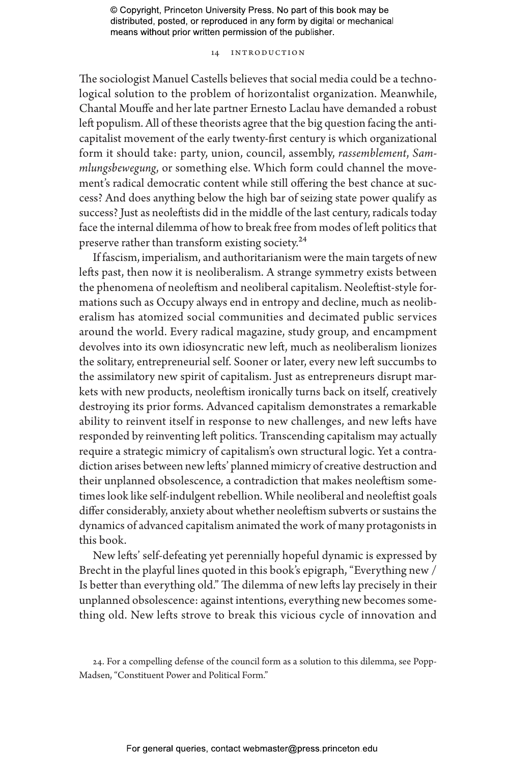The sociologist Manuel Castells believes that social media could be a technological solution to the problem of horizontalist organization. Meanwhile, Chantal Mouffe and her late partner Ernesto Laclau have demanded a robust left populism. All of these theorists agree that the big question facing the anticapitalist movement of the early twenty-first century is which organizational form it should take: party, union, council, assembly, *rassemblement*, *Sammlungsbewegung*, or something else. Which form could channel the movement's radical democratic content while still offering the best chance at success? And does anything below the high bar of seizing state power qualify as success? Just as neoleftists did in the middle of the last century, radicals today face the internal dilemma of how to break free from modes of left politics that preserve rather than transform existing society.[24]

If fascism, imperialism, and authoritarianism were the main targets of new lefts past, then now it is neoliberalism. A strange symmetry exists between the phenomena of neoleftism and neoliberal capitalism. Neoleftist-style formations such as Occupy always end in entropy and decline, much as neoliberalism has atomized social communities and decimated public services around the world. Every radical magazine, study group, and encampment devolves into its own idiosyncratic new left, much as neoliberalism lionizes the solitary, entrepreneurial self. Sooner or later, every new left succumbs to the assimilatory new spirit of capitalism. Just as entrepreneurs disrupt markets with new products, neoleftism ironically turns back on itself, creatively destroying its prior forms. Advanced capitalism demonstrates a remarkable ability to reinvent itself in response to new challenges, and new lefts have responded by reinventing left politics. Transcending capitalism may actually require a strategic mimicry of capitalism's own structural logic. Yet a contradiction arises between new lefts' planned mimicry of creative destruction and their unplanned obsolescence, a contradiction that makes neoleftism sometimes look like self-indulgent rebellion. While neoliberal and neoleftist goals differ considerably, anxiety about whether neoleftism subverts or sustains the dynamics of advanced capitalism animated the work of many protagonists in this book.

New lefts' self-defeating yet perennially hopeful dynamic is expressed by Brecht in the playful lines quoted in this book's epigraph, "Everything new / Is better than everything old." The dilemma of new lefts lay precisely in their unplanned obsolescence: against intentions, everything new becomes something old. New lefts strove to break this vicious cycle of innovation and

24. For a compelling defense of the council form as a solution to this dilemma, see Popp-Madsen, "Constituent Power and Political Form."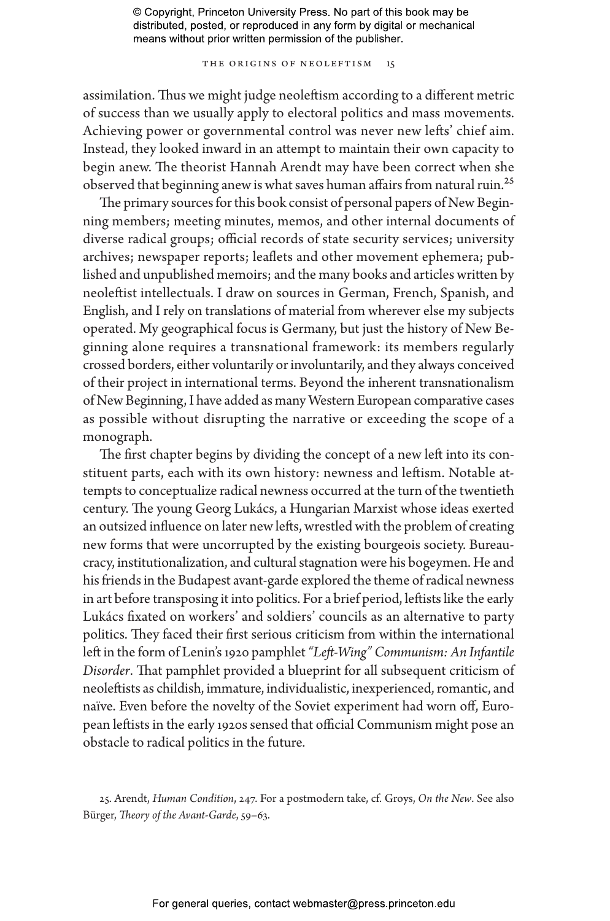assimilation. Thus we might judge neoleftism according to a different metric of success than we usually apply to electoral politics and mass movements. Achieving power or governmental control was never new lefts' chief aim. Instead, they looked inward in an attempt to maintain their own capacity to begin anew. The theorist Hannah Arendt may have been correct when she observed that beginning anew is what saves human affairs from natural ruin.[25]

The primary sources for this book consist of personal papers of New Beginning members; meeting minutes, memos, and other internal documents of diverse radical groups; official records of state security services; university archives; newspaper reports; leaflets and other movement ephemera; published and unpublished memoirs; and the many books and articles written by neoleftist intellectuals. I draw on sources in German, French, Spanish, and English, and I rely on translations of material from wherever else my subjects operated. My geographical focus is Germany, but just the history of New Beginning alone requires a transnational framework: its members regularly crossed borders, either voluntarily or involuntarily, and they always conceived of their project in international terms. Beyond the inherent transnationalism of New Beginning, I have added as many Western European comparative cases as possible without disrupting the narrative or exceeding the scope of a monograph.

The first chapter begins by dividing the concept of a new left into its constituent parts, each with its own history: newness and leftism. Notable attempts to conceptualize radical newness occurred at the turn of the twentieth century. The young Georg Lukács, a Hungarian Marxist whose ideas exerted an outsized influence on later new lefts, wrestled with the problem of creating new forms that were uncorrupted by the existing bourgeois society. Bureaucracy, institutionalization, and cultural stagnation were his bogeymen. He and his friends in the Budapest avant-garde explored the theme of radical newness in art before transposing it into politics. For a brief period, leftists like the early Lukács fixated on workers' and soldiers' councils as an alternative to party politics. They faced their first serious criticism from within the international left in the form of Lenin's 1920 pamphlet *"Left-Wing" Communism: An Infantile Disorder*. That pamphlet provided a blueprint for all subsequent criticism of neoleftists as childish, immature, individualistic, inexperienced, romantic, and naïve. Even before the novelty of the Soviet experiment had worn off, European leftists in the early 1920s sensed that official Communism might pose an obstacle to radical politics in the future.

25. Arendt, *Human Condition*, 247. For a postmodern take, cf. Groys, *On the New*. See also Bürger, *Theory of the Avant-Garde*, 59–63.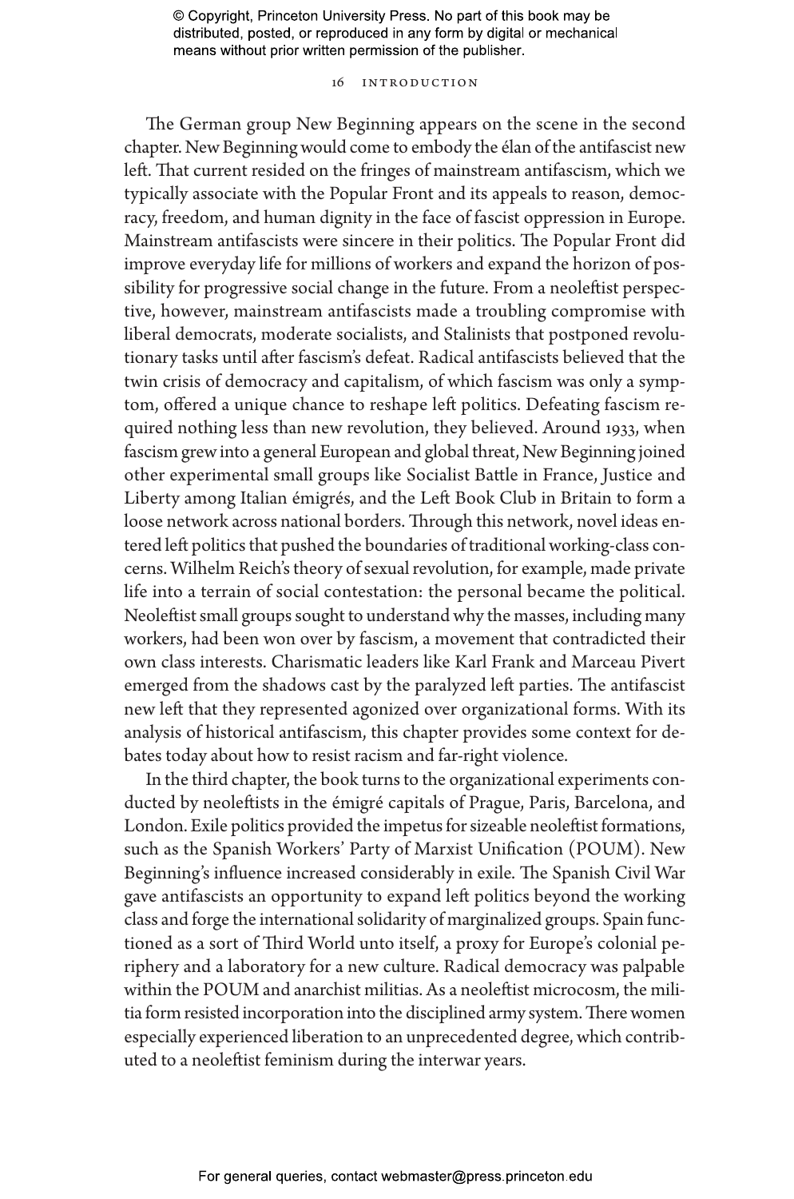The German group New Beginning appears on the scene in the second chapter. New Beginning would come to embody the élan of the antifascist new left. That current resided on the fringes of mainstream antifascism, which we typically associate with the Popular Front and its appeals to reason, democracy, freedom, and human dignity in the face of fascist oppression in Europe. Mainstream antifascists were sincere in their politics. The Popular Front did improve everyday life for millions of workers and expand the horizon of possibility for progressive social change in the future. From a neoleftist perspective, however, mainstream antifascists made a troubling compromise with liberal democrats, moderate socialists, and Stalinists that postponed revolutionary tasks until after fascism's defeat. Radical antifascists believed that the twin crisis of democracy and capitalism, of which fascism was only a symptom, offered a unique chance to reshape left politics. Defeating fascism required nothing less than new revolution, they believed. Around 1933, when fascism grew into a general European and global threat, New Beginning joined other experimental small groups like Socialist Battle in France, Justice and Liberty among Italian émigrés, and the Left Book Club in Britain to form a loose network across national borders. Through this network, novel ideas entered left politics that pushed the boundaries of traditional working-class concerns. Wilhelm Reich's theory of sexual revolution, for example, made private life into a terrain of social contestation: the personal became the political. Neoleftist small groups sought to understand why the masses, including many workers, had been won over by fascism, a movement that contradicted their own class interests. Charismatic leaders like Karl Frank and Marceau Pivert emerged from the shadows cast by the paralyzed left parties. The antifascist new left that they represented agonized over organizational forms. With its analysis of historical antifascism, this chapter provides some context for debates today about how to resist racism and far-right violence.

In the third chapter, the book turns to the organizational experiments conducted by neoleftists in the émigré capitals of Prague, Paris, Barcelona, and London. Exile politics provided the impetus for sizeable neoleftist formations, such as the Spanish Workers' Party of Marxist Unification (POUM). New Beginning's influence increased considerably in exile. The Spanish Civil War gave antifascists an opportunity to expand left politics beyond the working class and forge the international solidarity of marginalized groups. Spain functioned as a sort of Third World unto itself, a proxy for Europe's colonial periphery and a laboratory for a new culture. Radical democracy was palpable within the POUM and anarchist militias. As a neoleftist microcosm, the militia form resisted incorporation into the disciplined army system. There women especially experienced liberation to an unprecedented degree, which contributed to a neoleftist feminism during the interwar years.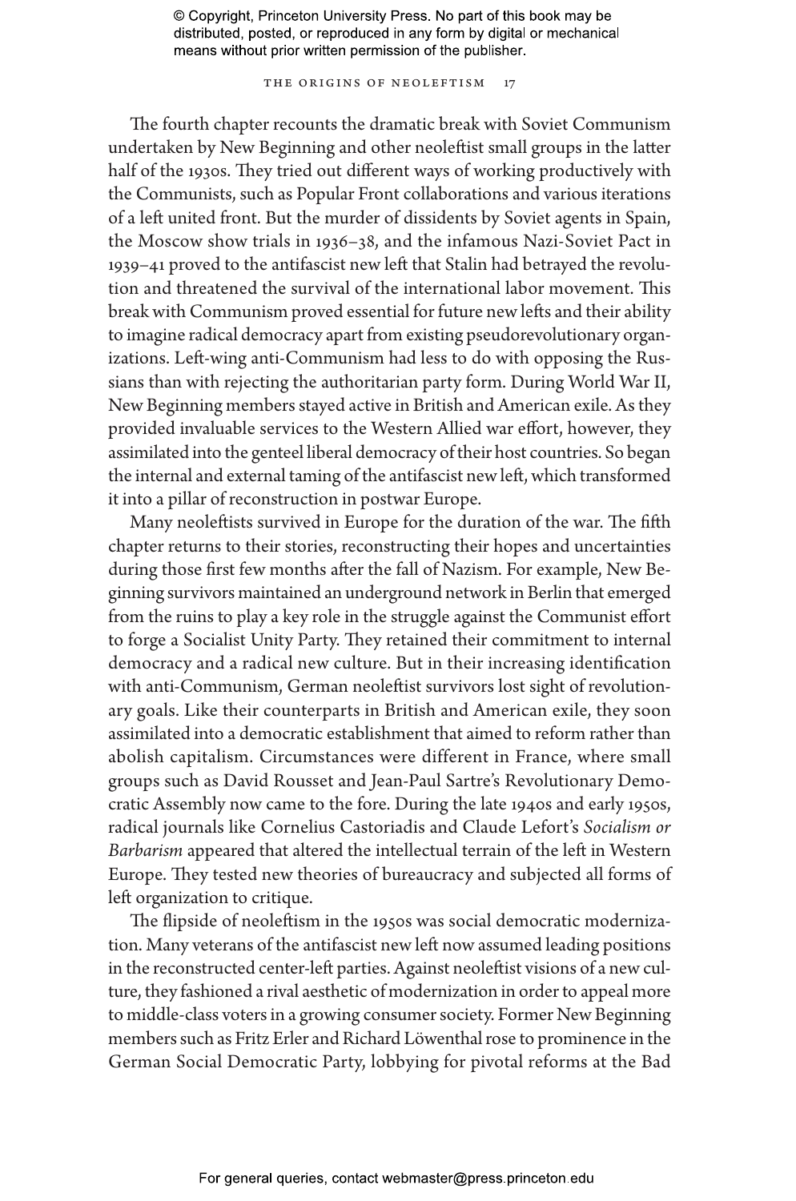The fourth chapter recounts the dramatic break with Soviet Communism undertaken by New Beginning and other neoleftist small groups in the latter half of the 1930s. They tried out different ways of working productively with the Communists, such as Popular Front collaborations and various iterations of a left united front. But the murder of dissidents by Soviet agents in Spain, the Moscow show trials in 1936–38, and the infamous Nazi-Soviet Pact in 1939–41 proved to the antifascist new left that Stalin had betrayed the revolution and threatened the survival of the international labor movement. This break with Communism proved essential for future new lefts and their ability to imagine radical democracy apart from existing pseudorevolutionary organizations. Left-wing anti-Communism had less to do with opposing the Russians than with rejecting the authoritarian party form. During World War II, New Beginning members stayed active in British and American exile. As they provided invaluable services to the Western Allied war effort, however, they assimilated into the genteel liberal democracy of their host countries. So began the internal and external taming of the antifascist new left, which transformed it into a pillar of reconstruction in postwar Europe.

Many neoleftists survived in Europe for the duration of the war. The fifth chapter returns to their stories, reconstructing their hopes and uncertainties during those first few months after the fall of Nazism. For example, New Beginning survivors maintained an underground network in Berlin that emerged from the ruins to play a key role in the struggle against the Communist effort to forge a Socialist Unity Party. They retained their commitment to internal democracy and a radical new culture. But in their increasing identification with anti-Communism, German neoleftist survivors lost sight of revolutionary goals. Like their counterparts in British and American exile, they soon assimilated into a democratic establishment that aimed to reform rather than abolish capitalism. Circumstances were different in France, where small groups such as David Rousset and Jean-Paul Sartre's Revolutionary Democratic Assembly now came to the fore. During the late 1940s and early 1950s, radical journals like Cornelius Castoriadis and Claude Lefort's *Socialism or Barbarism* appeared that altered the intellectual terrain of the left in Western Europe. They tested new theories of bureaucracy and subjected all forms of left organization to critique.

The flipside of neoleftism in the 1950s was social democratic modernization. Many veterans of the antifascist new left now assumed leading positions in the reconstructed center-left parties. Against neoleftist visions of a new culture, they fashioned a rival aesthetic of modernization in order to appeal more to middle-class voters in a growing consumer society. Former New Beginning members such as Fritz Erler and Richard Löwenthal rose to prominence in the German Social Democratic Party, lobbying for pivotal reforms at the Bad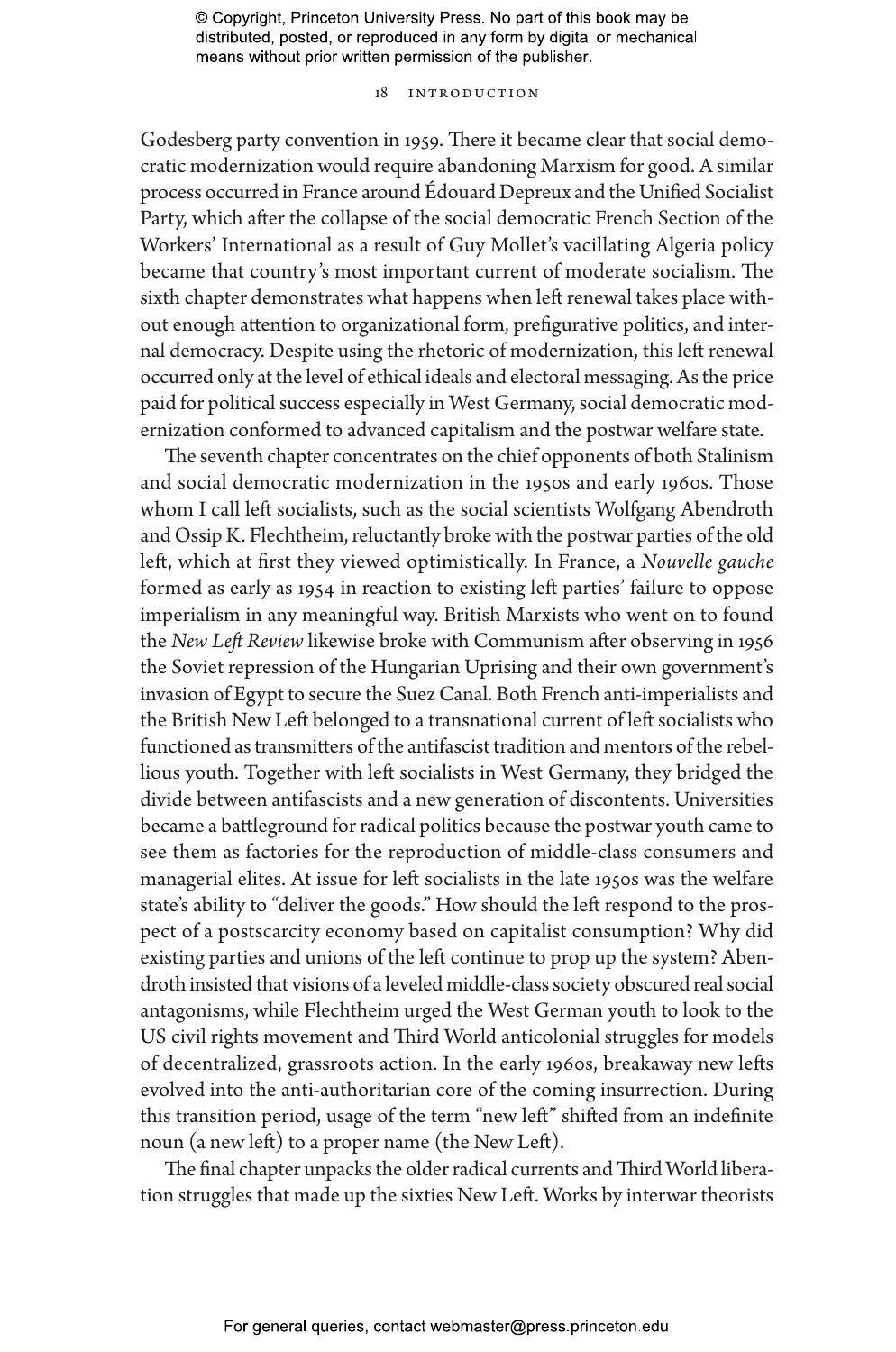Godesberg party convention in 1959. There it became clear that social democratic modernization would require abandoning Marxism for good. A similar process occurred in France around Édouard Depreux and the Unified Socialist Party, which after the collapse of the social democratic French Section of the Workers' International as a result of Guy Mollet's vacillating Algeria policy became that country's most important current of moderate socialism. The sixth chapter demonstrates what happens when left renewal takes place without enough attention to organizational form, prefigurative politics, and internal democracy. Despite using the rhetoric of modernization, this left renewal occurred only at the level of ethical ideals and electoral messaging. As the price paid for political success especially in West Germany, social democratic modernization conformed to advanced capitalism and the postwar welfare state.

The seventh chapter concentrates on the chief opponents of both Stalinism and social democratic modernization in the 1950s and early 1960s. Those whom I call left socialists, such as the social scientists Wolfgang Abendroth and Ossip K. Flechtheim, reluctantly broke with the postwar parties of the old left, which at first they viewed optimistically. In France, a *Nouvelle gauche* formed as early as 1954 in reaction to existing left parties' failure to oppose imperialism in any meaningful way. British Marxists who went on to found the *New Left Review* likewise broke with Communism after observing in 1956 the Soviet repression of the Hungarian Uprising and their own government's invasion of Egypt to secure the Suez Canal. Both French anti-imperialists and the British New Left belonged to a transnational current of left socialists who functioned as transmitters of the antifascist tradition and mentors of the rebellious youth. Together with left socialists in West Germany, they bridged the divide between antifascists and a new generation of discontents. Universities became a battleground for radical politics because the postwar youth came to see them as factories for the reproduction of middle-class consumers and managerial elites. At issue for left socialists in the late 1950s was the welfare state's ability to "deliver the goods." How should the left respond to the prospect of a postscarcity economy based on capitalist consumption? Why did existing parties and unions of the left continue to prop up the system? Abendroth insisted that visions of a leveled middle-class society obscured real social antagonisms, while Flechtheim urged the West German youth to look to the US civil rights movement and Third World anticolonial struggles for models of decentralized, grassroots action. In the early 1960s, breakaway new lefts evolved into the anti-authoritarian core of the coming insurrection. During this transition period, usage of the term "new left" shifted from an indefinite noun (a new left) to a proper name (the New Left).

The final chapter unpacks the older radical currents and Third World liberation struggles that made up the sixties New Left. Works by interwar theorists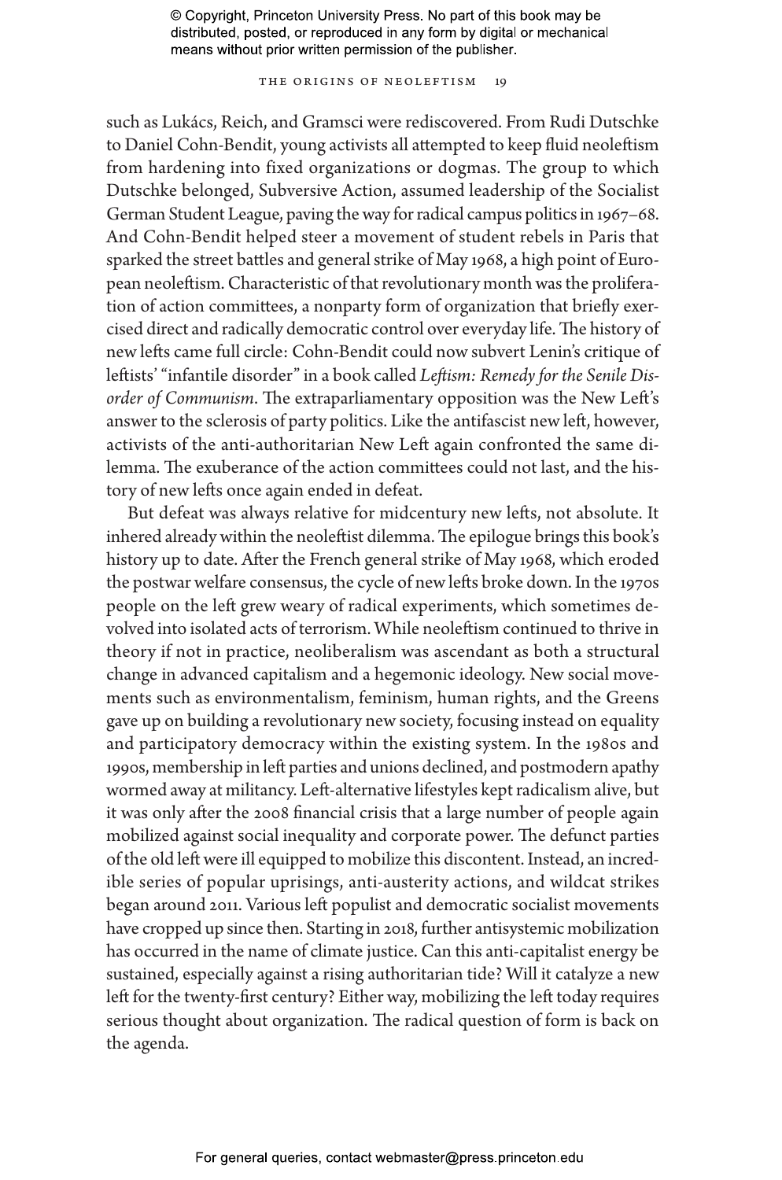such as Lukács, Reich, and Gramsci were rediscovered. From Rudi Dutschke to Daniel Cohn-Bendit, young activists all attempted to keep fluid neoleftism from hardening into fixed organizations or dogmas. The group to which Dutschke belonged, Subversive Action, assumed leadership of the Socialist German Student League, paving the way for radical campus politics in 1967–68. And Cohn-Bendit helped steer a movement of student rebels in Paris that sparked the street battles and general strike of May 1968, a high point of European neoleftism. Characteristic of that revolutionary month was the proliferation of action committees, a nonparty form of organization that briefly exercised direct and radically democratic control over everyday life. The history of new lefts came full circle: Cohn-Bendit could now subvert Lenin's critique of leftists' "infantile disorder" in a book called *Leftism: Remedy for the Senile Disorder of Communism*. The extraparliamentary opposition was the New Left's answer to the sclerosis of party politics. Like the antifascist new left, however, activists of the anti-authoritarian New Left again confronted the same dilemma. The exuberance of the action committees could not last, and the history of new lefts once again ended in defeat.

But defeat was always relative for midcentury new lefts, not absolute. It inhered already within the neoleftist dilemma. The epilogue brings this book's history up to date. After the French general strike of May 1968, which eroded the postwar welfare consensus, the cycle of new lefts broke down. In the 1970s people on the left grew weary of radical experiments, which sometimes devolved into isolated acts of terrorism. While neoleftism continued to thrive in theory if not in practice, neoliberalism was ascendant as both a structural change in advanced capitalism and a hegemonic ideology. New social movements such as environmentalism, feminism, human rights, and the Greens gave up on building a revolutionary new society, focusing instead on equality and participatory democracy within the existing system. In the 1980s and 1990s, membership in left parties and unions declined, and postmodern apathy wormed away at militancy. Left-alternative lifestyles kept radicalism alive, but it was only after the 2008 financial crisis that a large number of people again mobilized against social inequality and corporate power. The defunct parties of the old left were ill equipped to mobilize this discontent. Instead, an incredible series of popular uprisings, anti-austerity actions, and wildcat strikes began around 2011. Various left populist and democratic socialist movements have cropped up since then. Starting in 2018, further antisystemic mobilization has occurred in the name of climate justice. Can this anti-capitalist energy be sustained, especially against a rising authoritarian tide? Will it catalyze a new left for the twenty-first century? Either way, mobilizing the left today requires serious thought about organization. The radical question of form is back on the agenda.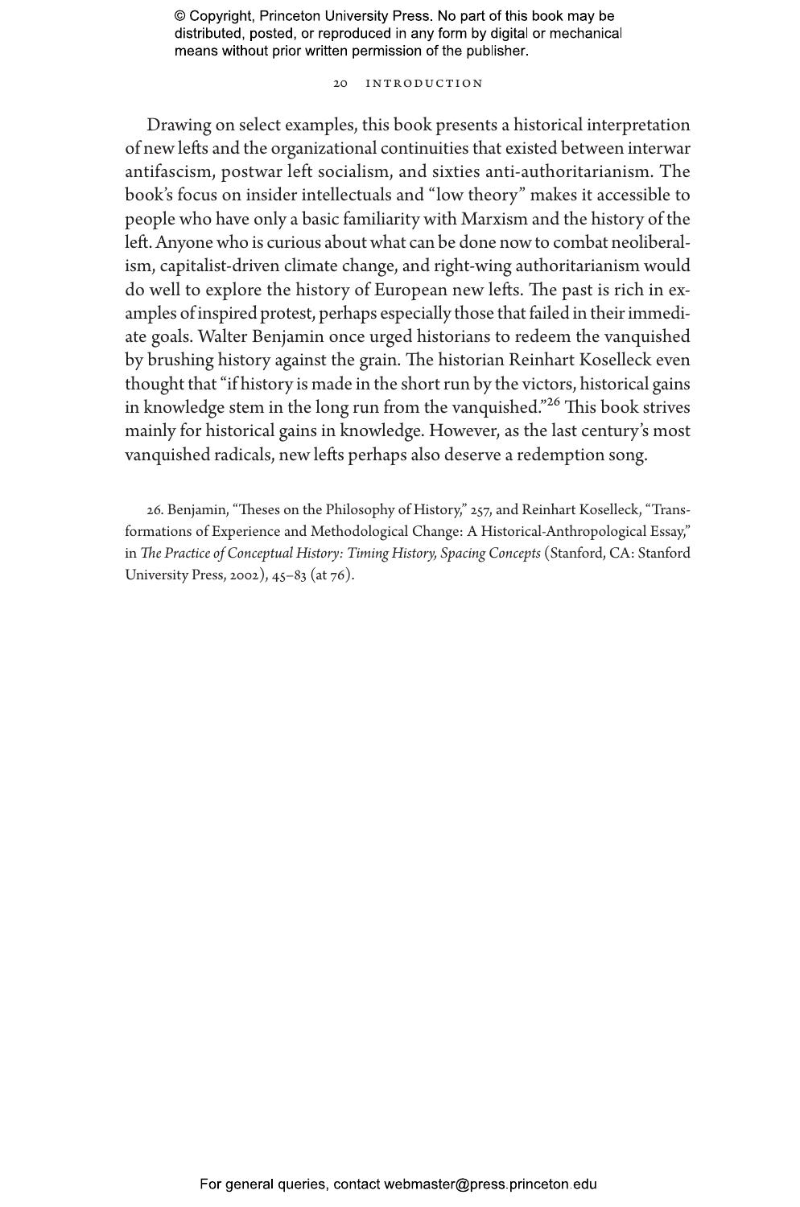Drawing on select examples, this book presents a historical interpretation of new lefts and the organizational continuities that existed between interwar antifascism, postwar left socialism, and sixties anti-authoritarianism. The book's focus on insider intellectuals and "low theory" makes it accessible to people who have only a basic familiarity with Marxism and the history of the left. Anyone who is curious about what can be done now to combat neoliberalism, capitalist-driven climate change, and right-wing authoritarianism would do well to explore the history of European new lefts. The past is rich in examples of inspired protest, perhaps especially those that failed in their immediate goals. Walter Benjamin once urged historians to redeem the vanquished by brushing history against the grain. The historian Reinhart Koselleck even thought that "if history is made in the short run by the victors, historical gains in knowledge stem in the long run from the vanquished."[26] This book strives mainly for historical gains in knowledge. However, as the last century's most vanquished radicals, new lefts perhaps also deserve a redemption song.

26. Benjamin, "Theses on the Philosophy of History," 257, and Reinhart Koselleck, "Transformations of Experience and Methodological Change: A Historical-Anthropological Essay," in *The Practice of Conceptual History: Timing History, Spacing Concepts* (Stanford, CA: Stanford University Press, 2002), 45–83 (at 76).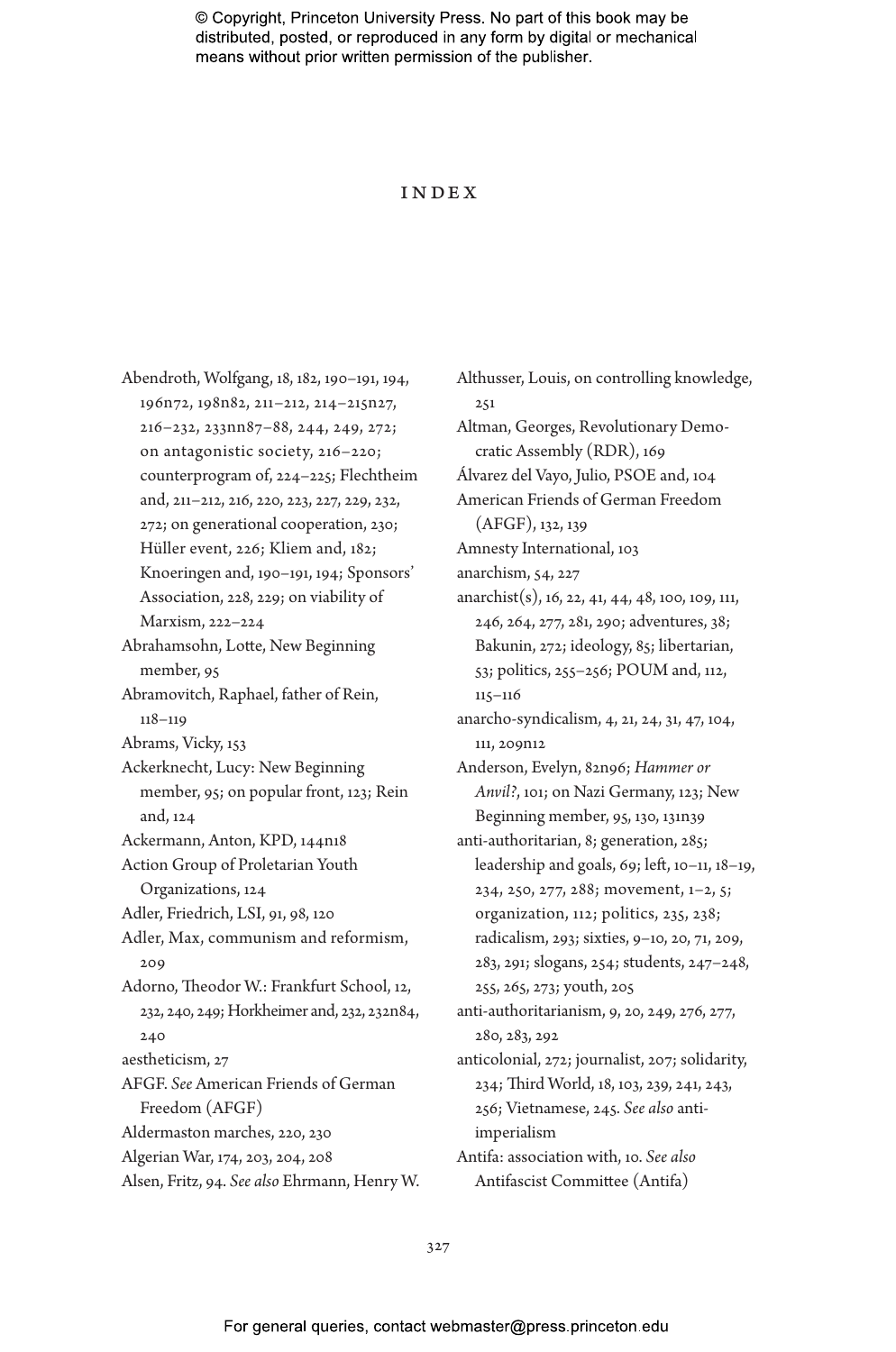# INDEX

Abendroth, Wolfgang, 18, 182, 190–191, 194, 196n72, 198n82, 211–212, 214–215n27, 216–232, 233nn87–88, 244, 249, 272; on antagonistic society, 216–220; counterprogram of, 224–225; Flechtheim and, 211–212, 216, 220, 223, 227, 229, 232, 272; on generational cooperation, 230; Hüller event, 226; Kliem and, 182; Knoeringen and, 190–191, 194; Sponsors' Association, 228, 229; on viability of Marxism, 222–224

Abrahamsohn, Lotte, New Beginning member, 95

Abramovitch, Raphael, father of Rein, 118–119

Abrams, Vicky, 153

Ackerknecht, Lucy: New Beginning member, 95; on popular front, 123; Rein and, 124

Ackermann, Anton, KPD, 144n18

Action Group of Proletarian Youth Organizations, 124

Adler, Friedrich, LSI, 91, 98, 120

Adler, Max, communism and reformism, 209

Adorno, Theodor W.: Frankfurt School, 12, 232, 240, 249; Horkheimer and, 232, 232n84, 240

aestheticism, 27

AFGF. *See* American Friends of German Freedom (AFGF)

Aldermaston marches, 220, 230

Algerian War, 174, 203, 204, 208

Alsen, Fritz, 94. *See also* Ehrmann, Henry W.

Althusser, Louis, on controlling knowledge, 251

Altman, Georges, Revolutionary Democratic Assembly (RDR), 169

Álvarez del Vayo, Julio, PSOE and, 104

American Friends of German Freedom (AFGF), 132, 139

Amnesty International, 103

anarchism, 54, 227

anarchist(s), 16, 22, 41, 44, 48, 100, 109, 111, 246, 264, 277, 281, 290; adventures, 38; Bakunin, 272; ideology, 85; libertarian, 53; politics, 255–256; POUM and, 112, 115–116

anarcho-syndicalism, 4, 21, 24, 31, 47, 104, 111, 209n12

Anderson, Evelyn, 82n96; *Hammer or Anvil?*, 101; on Nazi Germany, 123; New Beginning member, 95, 130, 131n39

anti-authoritarian, 8; generation, 285; leadership and goals, 69; left, 10–11, 18–19, 234, 250, 277, 288; movement, 1–2, 5; organization, 112; politics, 235, 238; radicalism, 293; sixties, 9–10, 20, 71, 209, 283, 291; slogans, 254; students, 247–248, 255, 265, 273; youth, 205

anti-authoritarianism, 9, 20, 249, 276, 277, 280, 283, 292

anticolonial, 272; journalist, 207; solidarity, 234; Third World, 18, 103, 239, 241, 243, 256; Vietnamese, 245. *See also* anti-imperialism

Antifa: association with, 10. *See also* Antifascist Committee (Antifa)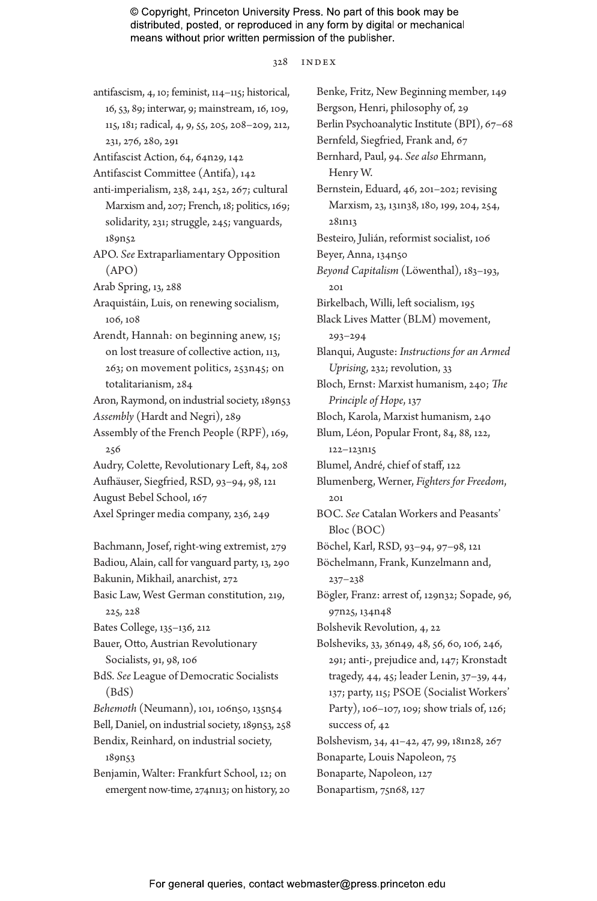antifascism, 4, 10; feminist, 114–115; historical, 16, 53, 89; interwar, 9; mainstream, 16, 109, 115, 181; radical, 4, 9, 55, 205, 208–209, 212, 231, 276, 280, 291

Antifascist Action, 64, 64n29, 142

Antifascist Committee (Antifa), 142

anti-imperialism, 238, 241, 252, 267; cultural Marxism and, 207; French, 18; politics, 169; solidarity, 231; struggle, 245; vanguards, 189n52

APO. *See* Extraparliamentary Opposition (APO)

Arab Spring, 13, 288

Araquistáin, Luis, on renewing socialism, 106, 108

Arendt, Hannah: on beginning anew, 15; on lost treasure of collective action, 113, 263; on movement politics, 253n45; on totalitarianism, 284

Aron, Raymond, on industrial society, 189n53

*Assembly* (Hardt and Negri), 289

Assembly of the French People (RPF), 169, 256

Audry, Colette, Revolutionary Left, 84, 208

Aufhäuser, Siegfried, RSD, 93–94, 98, 121

August Bebel School, 167

Axel Springer media company, 236, 249

Bachmann, Josef, right-wing extremist, 279

Badiou, Alain, call for vanguard party, 13, 290

Bakunin, Mikhail, anarchist, 272

Basic Law, West German constitution, 219, 225, 228

Bates College, 135–136, 212

Bauer, Otto, Austrian Revolutionary Socialists, 91, 98, 106

BdS. *See* League of Democratic Socialists (BdS)

*Behemoth* (Neumann), 101, 106n50, 135n54

Bell, Daniel, on industrial society, 189n53, 258

Bendix, Reinhard, on industrial society, 189n53

Benjamin, Walter: Frankfurt School, 12; on emergent now-time, 274n113; on history, 20

Benke, Fritz, New Beginning member, 149

Bergson, Henri, philosophy of, 29

Berlin Psychoanalytic Institute (BPI), 67–68

Bernfeld, Siegfried, Frank and, 67

Bernhard, Paul, 94. *See also* Ehrmann, Henry W.

Bernstein, Eduard, 46, 201–202; revising Marxism, 23, 131n38, 180, 199, 204, 254, 281n13

Besteiro, Julián, reformist socialist, 106

Beyer, Anna, 134n50

*Beyond Capitalism* (Löwenthal), 183–193, 201

Birkelbach, Willi, left socialism, 195

Black Lives Matter (BLM) movement, 293–294

Blanqui, Auguste: *Instructions for an Armed Uprising*, 232; revolution, 33

Bloch, Ernst: Marxist humanism, 240; *The Principle of Hope*, 137

Bloch, Karola, Marxist humanism, 240

Blum, Léon, Popular Front, 84, 88, 122, 122–123n15

Blumel, André, chief of staff, 122

Blumenberg, Werner, *Fighters for Freedom*, 201

BOC. *See* Catalan Workers and Peasants' Bloc (BOC)

Böchel, Karl, RSD, 93–94, 97–98, 121

Böchelmann, Frank, Kunzelmann and, 237–238

Bögler, Franz: arrest of, 129n32; Sopade, 96, 97n25, 134n48

Bolshevik Revolution, 4, 22

Bolsheviks, 33, 36n49, 48, 56, 60, 106, 246, 291; anti-, prejudice and, 147; Kronstadt tragedy, 44, 45; leader Lenin, 37–39, 44, 137; party, 115; PSOE (Socialist Workers' Party), 106–107, 109; show trials of, 126; success of, 42

Bolshevism, 34, 41–42, 47, 99, 181n28, 267

Bonaparte, Louis Napoleon, 75

Bonaparte, Napoleon, 127

Bonapartism, 75n68, 127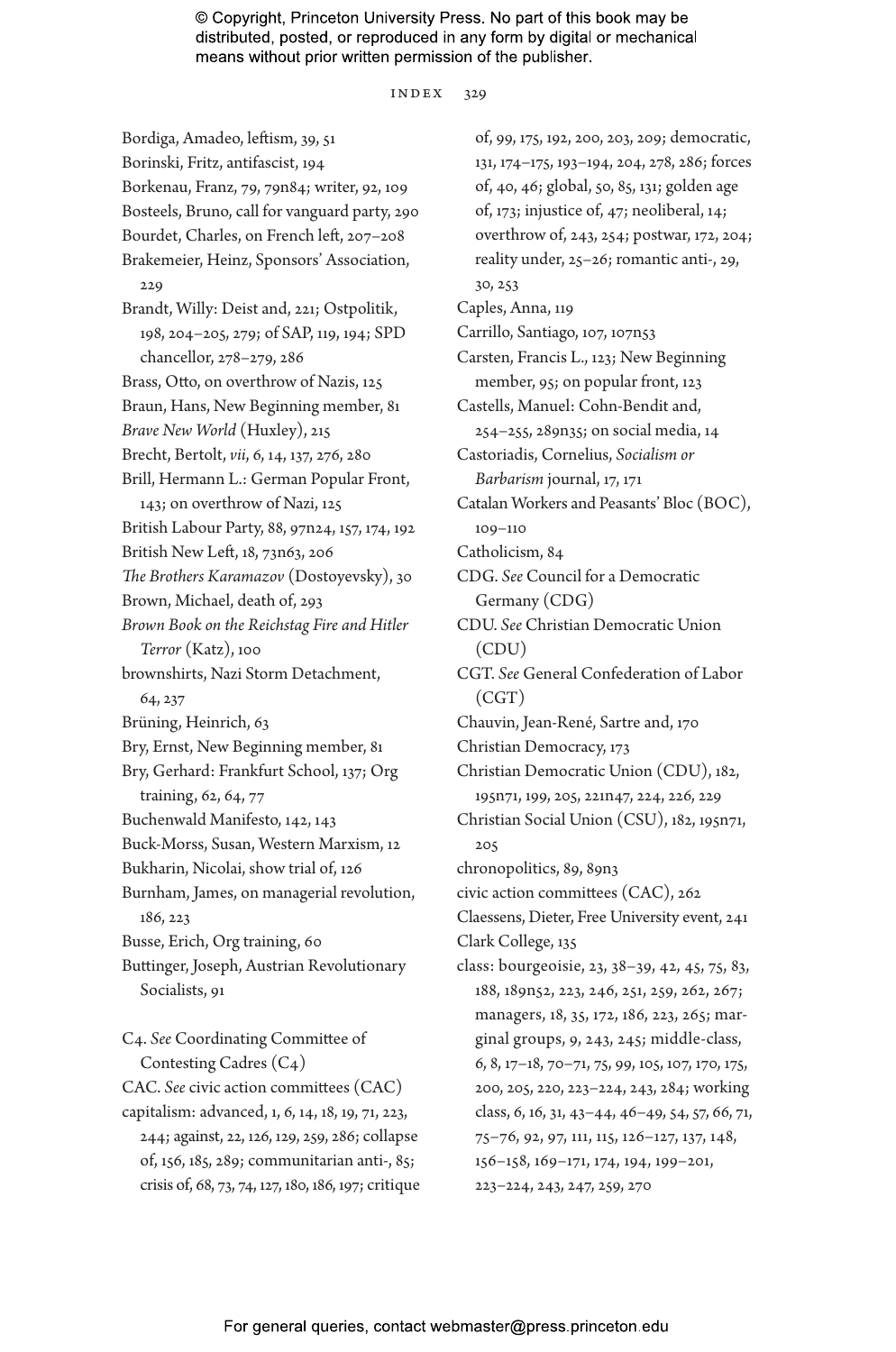Bordiga, Amadeo, leftism, 39, 51
Borinski, Fritz, antifascist, 194
Borkenau, Franz, 79, 79n84; writer, 92, 109
Bosteels, Bruno, call for vanguard party, 290
Bourdet, Charles, on French left, 207–208
Brakemeier, Heinz, Sponsors' Association, 229
Brandt, Willy: Deist and, 221; Ostpolitik, 198, 204–205, 279; of SAP, 119, 194; SPD chancellor, 278–279, 286
Brass, Otto, on overthrow of Nazis, 125
Braun, Hans, New Beginning member, 81
*Brave New World* (Huxley), 215
Brecht, Bertolt, *vii*, 6, 14, 137, 276, 280
Brill, Hermann L.: German Popular Front, 143; on overthrow of Nazi, 125
British Labour Party, 88, 97n24, 157, 174, 192
British New Left, 18, 73n63, 206
*The Brothers Karamazov* (Dostoyevsky), 30
Brown, Michael, death of, 293
*Brown Book on the Reichstag Fire and Hitler Terror* (Katz), 100
brownshirts, Nazi Storm Detachment, 64, 237
Brüning, Heinrich, 63
Bry, Ernst, New Beginning member, 81
Bry, Gerhard: Frankfurt School, 137; Org training, 62, 64, 77
Buchenwald Manifesto, 142, 143
Buck-Morss, Susan, Western Marxism, 12
Bukharin, Nicolai, show trial of, 126
Burnham, James, on managerial revolution, 186, 223
Busse, Erich, Org training, 60
Buttinger, Joseph, Austrian Revolutionary Socialists, 91

C4. *See* Coordinating Committee of Contesting Cadres (C4)
CAC. *See* civic action committees (CAC)
capitalism: advanced, 1, 6, 14, 18, 19, 71, 223, 244; against, 22, 126, 129, 259, 286; collapse of, 156, 185, 289; communitarian anti-, 85; crisis of, 68, 73, 74, 127, 180, 186, 197; critique of, 99, 175, 192, 200, 203, 209; democratic, 131, 174–175, 193–194, 204, 278, 286; forces of, 40, 46; global, 50, 85, 131; golden age of, 173; injustice of, 47; neoliberal, 14; overthrow of, 243, 254; postwar, 172, 204; reality under, 25–26; romantic anti-, 29, 30, 253
Caples, Anna, 119
Carrillo, Santiago, 107, 107n53
Carsten, Francis L., 123; New Beginning member, 95; on popular front, 123
Castells, Manuel: Cohn-Bendit and, 254–255, 289n35; on social media, 14
Castoriadis, Cornelius, *Socialism or Barbarism* journal, 17, 171
Catalan Workers and Peasants' Bloc (BOC), 109–110
Catholicism, 84
CDG. *See* Council for a Democratic Germany (CDG)
CDU. *See* Christian Democratic Union (CDU)
CGT. *See* General Confederation of Labor (CGT)
Chauvin, Jean-René, Sartre and, 170
Christian Democracy, 173
Christian Democratic Union (CDU), 182, 195n71, 199, 205, 221n47, 224, 226, 229
Christian Social Union (CSU), 182, 195n71, 205
chronopolitics, 89, 89n3
civic action committees (CAC), 262
Claessens, Dieter, Free University event, 241
Clark College, 135
class: bourgeoisie, 23, 38–39, 42, 45, 75, 83, 188, 189n52, 223, 246, 251, 259, 262, 267; managers, 18, 35, 172, 186, 223, 265; marginal groups, 9, 243, 245; middle-class, 6, 8, 17–18, 70–71, 75, 99, 105, 107, 170, 175, 200, 205, 220, 223–224, 243, 284; working class, 6, 16, 31, 43–44, 46–49, 54, 57, 66, 71, 75–76, 92, 97, 111, 115, 126–127, 137, 148, 156–158, 169–171, 174, 194, 199–201, 223–224, 243, 247, 259, 270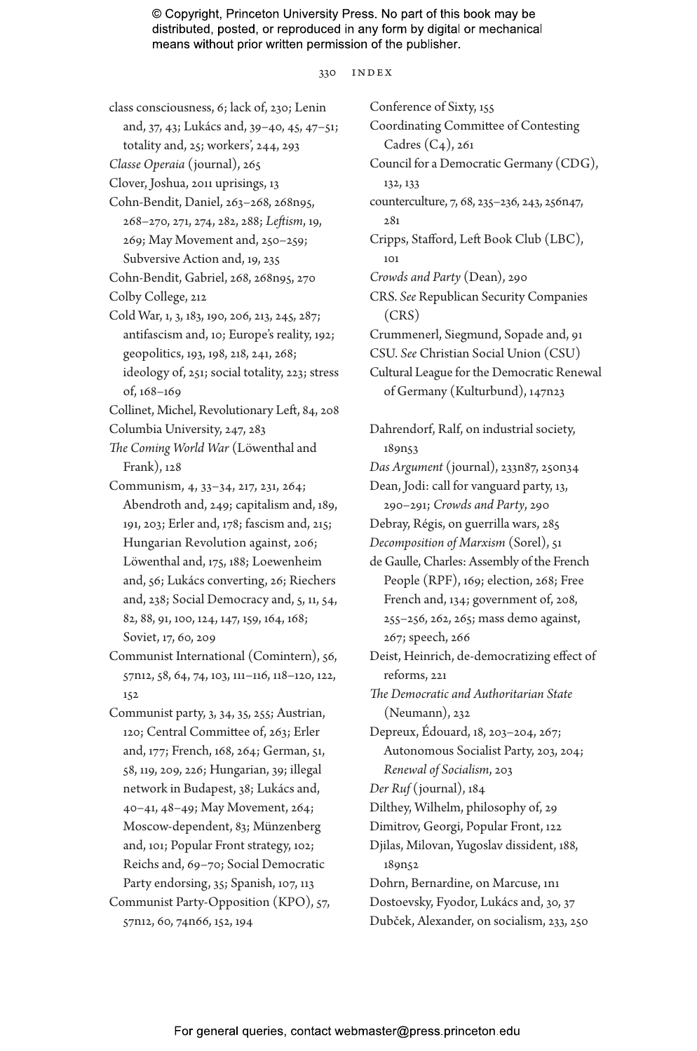class consciousness, 6; lack of, 230; Lenin and, 37, 43; Lukács and, 39–40, 45, 47–51; totality and, 25; workers', 244, 293

*Classe Operaia* (journal), 265

Clover, Joshua, 2011 uprisings, 13

Cohn-Bendit, Daniel, 263–268, 268n95, 268–270, 271, 274, 282, 288; *Leftism*, 19, 269; May Movement and, 250–259; Subversive Action and, 19, 235

Cohn-Bendit, Gabriel, 268, 268n95, 270

Colby College, 212

Cold War, 1, 3, 183, 190, 206, 213, 245, 287; antifascism and, 10; Europe's reality, 192; geopolitics, 193, 198, 218, 241, 268; ideology of, 251; social totality, 223; stress of, 168–169

Collinet, Michel, Revolutionary Left, 84, 208

Columbia University, 247, 283

*The Coming World War* (Löwenthal and Frank), 128

Communism, 4, 33–34, 217, 231, 264; Abendroth and, 249; capitalism and, 189, 191, 203; Erler and, 178; fascism and, 215; Hungarian Revolution against, 206; Löwenthal and, 175, 188; Loewenheim and, 56; Lukács converting, 26; Riechers and, 238; Social Democracy and, 5, 11, 54, 82, 88, 91, 100, 124, 147, 159, 164, 168; Soviet, 17, 60, 209

Communist International (Comintern), 56, 57n12, 58, 64, 74, 103, 111–116, 118–120, 122, 152

Communist party, 3, 34, 35, 255; Austrian, 120; Central Committee of, 263; Erler and, 177; French, 168, 264; German, 51, 58, 119, 209, 226; Hungarian, 38; illegal network in Budapest, 38; Lukács and, 40–41, 48–49; May Movement, 264; Moscow-dependent, 83; Münzenberg and, 101; Popular Front strategy, 102; Reichs and, 69–70; Social Democratic Party endorsing, 35; Spanish, 107, 113

Communist Party-Opposition (KPO), 57, 57n12, 60, 74n66, 152, 194

Conference of Sixty, 155

Coordinating Committee of Contesting Cadres (C4), 261

Council for a Democratic Germany (CDG), 132, 133

counterculture, 7, 68, 235–236, 243, 256n47, 281

Cripps, Stafford, Left Book Club (LBC), 101

*Crowds and Party* (Dean), 290

CRS. *See* Republican Security Companies (CRS)

Crummenerl, Siegmund, Sopade and, 91

CSU. *See* Christian Social Union (CSU)

Cultural League for the Democratic Renewal of Germany (Kulturbund), 147n23

Dahrendorf, Ralf, on industrial society, 189n53

*Das Argument* (journal), 233n87, 250n34

Dean, Jodi: call for vanguard party, 13, 290–291; *Crowds and Party*, 290

Debray, Régis, on guerrilla wars, 285

*Decomposition of Marxism* (Sorel), 51

de Gaulle, Charles: Assembly of the French People (RPF), 169; election, 268; Free French and, 134; government of, 208, 255–256, 262, 265; mass demo against, 267; speech, 266

Deist, Heinrich, de-democratizing effect of reforms, 221

*The Democratic and Authoritarian State* (Neumann), 232

Depreux, Édouard, 18, 203–204, 267; Autonomous Socialist Party, 203, 204; *Renewal of Socialism*, 203

*Der Ruf* (journal), 184

Dilthey, Wilhelm, philosophy of, 29

Dimitrov, Georgi, Popular Front, 122

Djilas, Milovan, Yugoslav dissident, 188, 189n52

Dohrn, Bernardine, on Marcuse, 1n1

Dostoevsky, Fyodor, Lukács and, 30, 37

Dubček, Alexander, on socialism, 233, 250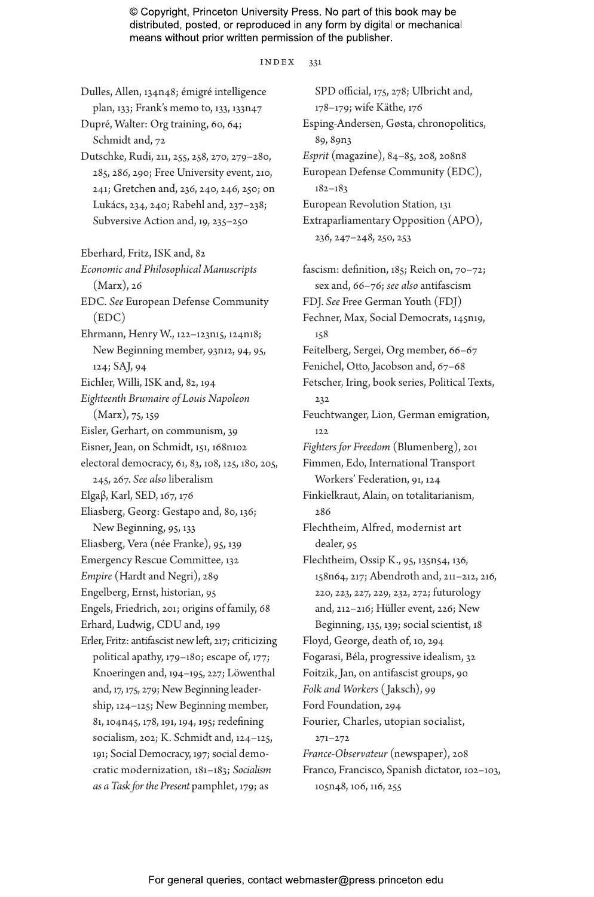Dulles, Allen, 134n48; émigré intelligence plan, 133; Frank's memo to, 133, 133n47

Dupré, Walter: Org training, 60, 64; Schmidt and, 72

Dutschke, Rudi, 211, 255, 258, 270, 279–280, 285, 286, 290; Free University event, 210, 241; Gretchen and, 236, 240, 246, 250; on Lukács, 234, 240; Rabehl and, 237–238; Subversive Action and, 19, 235–250

Eberhard, Fritz, ISK and, 82

*Economic and Philosophical Manuscripts* (Marx), 26

EDC. *See* European Defense Community (EDC)

Ehrmann, Henry W., 122–123n15, 124n18; New Beginning member, 93n12, 94, 95, 124; SAJ, 94

Eichler, Willi, ISK and, 82, 194

*Eighteenth Brumaire of Louis Napoleon* (Marx), 75, 159

Eisler, Gerhart, on communism, 39

Eisner, Jean, on Schmidt, 151, 168n102

electoral democracy, 61, 83, 108, 125, 180, 205, 245, 267. *See also* liberalism

Elgaβ, Karl, SED, 167, 176

Eliasberg, Georg: Gestapo and, 80, 136; New Beginning, 95, 133

Eliasberg, Vera (née Franke), 95, 139

Emergency Rescue Committee, 132

*Empire* (Hardt and Negri), 289

Engelberg, Ernst, historian, 95

Engels, Friedrich, 201; origins of family, 68

Erhard, Ludwig, CDU and, 199

Erler, Fritz: antifascist new left, 217; criticizing political apathy, 179–180; escape of, 177; Knoeringen and, 194–195, 227; Löwenthal and, 17, 175, 279; New Beginning leadership, 124–125; New Beginning member, 81, 104n45, 178, 191, 194, 195; redefining socialism, 202; K. Schmidt and, 124–125, 191; Social Democracy, 197; social democratic modernization, 181–183; *Socialism as a Task for the Present* pamphlet, 179; as SPD official, 175, 278; Ulbricht and, 178–179; wife Käthe, 176

Esping-Andersen, Gøsta, chronopolitics, 89, 89n3

*Esprit* (magazine), 84–85, 208, 208n8

European Defense Community (EDC), 182–183

European Revolution Station, 131

Extraparliamentary Opposition (APO), 236, 247–248, 250, 253

fascism: definition, 185; Reich on, 70–72; sex and, 66–76; *see also* antifascism

FDJ. *See* Free German Youth (FDJ)

Fechner, Max, Social Democrats, 145n19, 158

Feitelberg, Sergei, Org member, 66–67

Fenichel, Otto, Jacobson and, 67–68

Fetscher, Iring, book series, Political Texts, 232

Feuchtwanger, Lion, German emigration, 122

*Fighters for Freedom* (Blumenberg), 201

Fimmen, Edo, International Transport Workers' Federation, 91, 124

Finkielkraut, Alain, on totalitarianism, 286

Flechtheim, Alfred, modernist art dealer, 95

Flechtheim, Ossip K., 95, 135n54, 136, 158n64, 217; Abendroth and, 211–212, 216, 220, 223, 227, 229, 232, 272; futurology and, 212–216; Hüller event, 226; New Beginning, 135, 139; social scientist, 18

Floyd, George, death of, 10, 294

Fogarasi, Béla, progressive idealism, 32

Foitzik, Jan, on antifascist groups, 90

*Folk and Workers* (Jaksch), 99

Ford Foundation, 294

Fourier, Charles, utopian socialist, 271–272

*France-Observateur* (newspaper), 208

Franco, Francisco, Spanish dictator, 102–103, 105n48, 106, 116, 255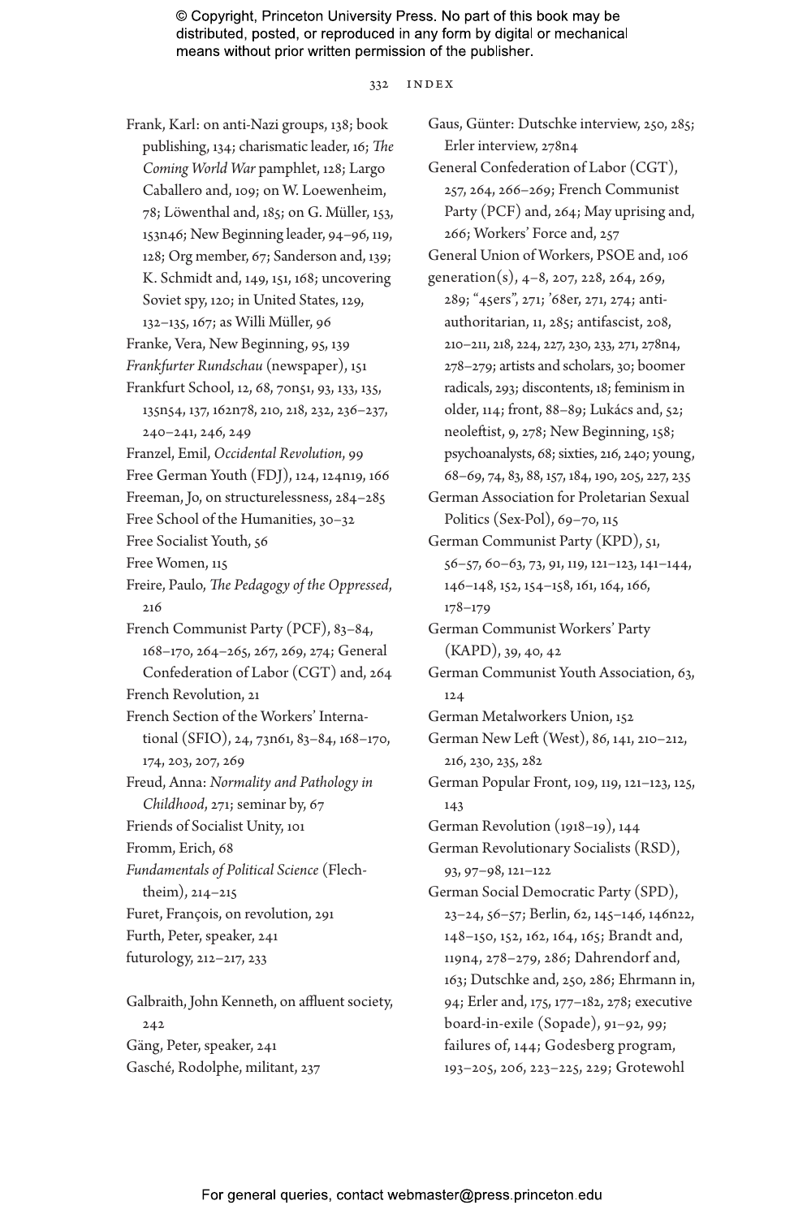Frank, Karl: on anti-Nazi groups, 138; book publishing, 134; charismatic leader, 16; *The Coming World War* pamphlet, 128; Largo Caballero and, 109; on W. Loewenheim, 78; Löwenthal and, 185; on G. Müller, 153, 153n46; New Beginning leader, 94–96, 119, 128; Org member, 67; Sanderson and, 139; K. Schmidt and, 149, 151, 168; uncovering Soviet spy, 120; in United States, 129, 132–135, 167; as Willi Müller, 96

Franke, Vera, New Beginning, 95, 139

*Frankfurter Rundschau* (newspaper), 151

Frankfurt School, 12, 68, 70n51, 93, 133, 135, 135n54, 137, 162n78, 210, 218, 232, 236–237, 240–241, 246, 249

Franzel, Emil, *Occidental Revolution*, 99

Free German Youth (FDJ), 124, 124n19, 166

Freeman, Jo, on structurelessness, 284–285

Free School of the Humanities, 30–32

Free Socialist Youth, 56

Free Women, 115

Freire, Paulo, *The Pedagogy of the Oppressed*, 216

French Communist Party (PCF), 83–84, 168–170, 264–265, 267, 269, 274; General Confederation of Labor (CGT) and, 264

French Revolution, 21

French Section of the Workers' International (SFIO), 24, 73n61, 83–84, 168–170, 174, 203, 207, 269

Freud, Anna: *Normality and Pathology in Childhood*, 271; seminar by, 67

Friends of Socialist Unity, 101

Fromm, Erich, 68

*Fundamentals of Political Science* (Flechtheim), 214–215

Furet, François, on revolution, 291

Furth, Peter, speaker, 241

futurology, 212–217, 233

Galbraith, John Kenneth, on affluent society, 242

Gäng, Peter, speaker, 241

Gasché, Rodolphe, militant, 237

Gaus, Günter: Dutschke interview, 250, 285; Erler interview, 278n4

General Confederation of Labor (CGT), 257, 264, 266–269; French Communist Party (PCF) and, 264; May uprising and, 266; Workers' Force and, 257

General Union of Workers, PSOE and, 106

generation(s), 4–8, 207, 228, 264, 269, 289; "45ers", 271; '68er, 271, 274; anti-authoritarian, 11, 285; antifascist, 208, 210–211, 218, 224, 227, 230, 233, 271, 278n4, 278–279; artists and scholars, 30; boomer radicals, 293; discontents, 18; feminism in older, 114; front, 88–89; Lukács and, 52; neoleftist, 9, 278; New Beginning, 158; psychoanalysts, 68; sixties, 216, 240; young, 68–69, 74, 83, 88, 157, 184, 190, 205, 227, 235

German Association for Proletarian Sexual Politics (Sex-Pol), 69–70, 115

German Communist Party (KPD), 51, 56–57, 60–63, 73, 91, 119, 121–123, 141–144, 146–148, 152, 154–158, 161, 164, 166, 178–179

German Communist Workers' Party (KAPD), 39, 40, 42

German Communist Youth Association, 63, 124

German Metalworkers Union, 152

German New Left (West), 86, 141, 210–212, 216, 230, 235, 282

German Popular Front, 109, 119, 121–123, 125, 143

German Revolution (1918–19), 144

German Revolutionary Socialists (RSD), 93, 97–98, 121–122

German Social Democratic Party (SPD), 23–24, 56–57; Berlin, 62, 145–146, 146n22, 148–150, 152, 162, 164, 165; Brandt and, 119n4, 278–279, 286; Dahrendorf and, 163; Dutschke and, 250, 286; Ehrmann in, 94; Erler and, 175, 177–182, 278; executive board-in-exile (Sopade), 91–92, 99; failures of, 144; Godesberg program, 193–205, 206, 223–225, 229; Grotewohl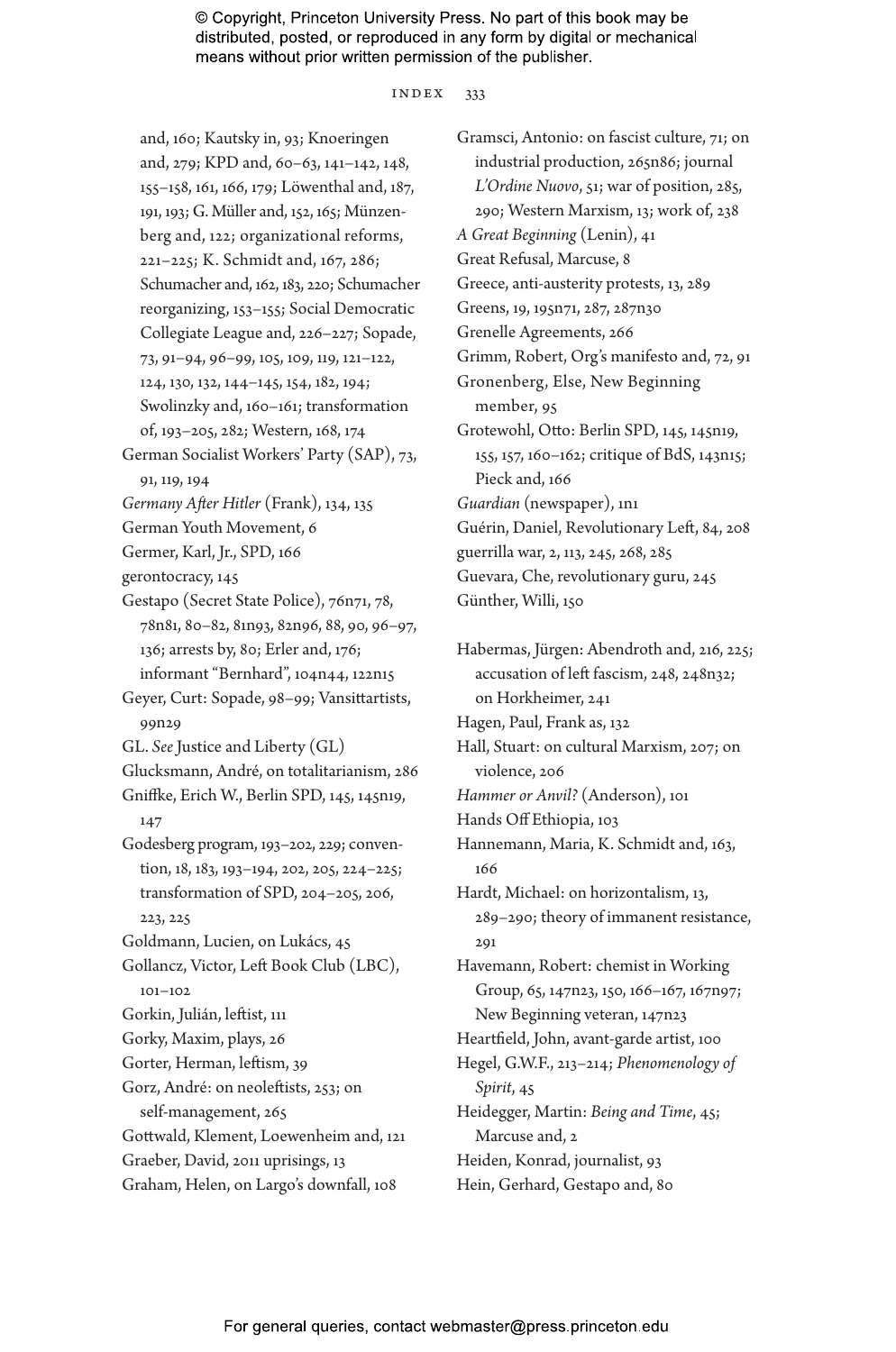and, 160; Kautsky in, 93; Knoeringen and, 279; KPD and, 60–63, 141–142, 148, 155–158, 161, 166, 179; Löwenthal and, 187, 191, 193; G. Müller and, 152, 165; Münzenberg and, 122; organizational reforms, 221–225; K. Schmidt and, 167, 286; Schumacher and, 162, 183, 220; Schumacher reorganizing, 153–155; Social Democratic Collegiate League and, 226–227; Sopade, 73, 91–94, 96–99, 105, 109, 119, 121–122, 124, 130, 132, 144–145, 154, 182, 194; Swolinzky and, 160–161; transformation of, 193–205, 282; Western, 168, 174

German Socialist Workers' Party (SAP), 73, 91, 119, 194

*Germany After Hitler* (Frank), 134, 135

German Youth Movement, 6

Germer, Karl, Jr., SPD, 166

gerontocracy, 145

Gestapo (Secret State Police), 76n71, 78, 78n81, 80–82, 81n93, 82n96, 88, 90, 96–97, 136; arrests by, 80; Erler and, 176; informant "Bernhard", 104n44, 122n15

Geyer, Curt: Sopade, 98–99; Vansittartists, 99n29

GL. *See* Justice and Liberty (GL)

Glucksmann, André, on totalitarianism, 286

Gniffke, Erich W., Berlin SPD, 145, 145n19, 147

Godesberg program, 193–202, 229; convention, 18, 183, 193–194, 202, 205, 224–225; transformation of SPD, 204–205, 206, 223, 225

Goldmann, Lucien, on Lukács, 45

Gollancz, Victor, Left Book Club (LBC), 101–102

Gorkin, Julián, leftist, 111

Gorky, Maxim, plays, 26

Gorter, Herman, leftism, 39

Gorz, André: on neoleftists, 253; on self-management, 265

Gottwald, Klement, Loewenheim and, 121

Graeber, David, 2011 uprisings, 13

Graham, Helen, on Largo's downfall, 108

Gramsci, Antonio: on fascist culture, 71; on industrial production, 265n86; journal *L'Ordine Nuovo*, 51; war of position, 285, 290; Western Marxism, 13; work of, 238

*A Great Beginning* (Lenin), 41

Great Refusal, Marcuse, 8

Greece, anti-austerity protests, 13, 289

Greens, 19, 195n71, 287, 287n30

Grenelle Agreements, 266

Grimm, Robert, Org's manifesto and, 72, 91

Gronenberg, Else, New Beginning member, 95

Grotewohl, Otto: Berlin SPD, 145, 145n19, 155, 157, 160–162; critique of BdS, 143n15; Pieck and, 166

*Guardian* (newspaper), 1n1

Guérin, Daniel, Revolutionary Left, 84, 208

guerrilla war, 2, 113, 245, 268, 285

Guevara, Che, revolutionary guru, 245

Günther, Willi, 150

Habermas, Jürgen: Abendroth and, 216, 225; accusation of left fascism, 248, 248n32; on Horkheimer, 241

Hagen, Paul, Frank as, 132

Hall, Stuart: on cultural Marxism, 207; on violence, 206

*Hammer or Anvil?* (Anderson), 101

Hands Off Ethiopia, 103

Hannemann, Maria, K. Schmidt and, 163, 166

Hardt, Michael: on horizontalism, 13, 289–290; theory of immanent resistance, 291

Havemann, Robert: chemist in Working Group, 65, 147n23, 150, 166–167, 167n97; New Beginning veteran, 147n23

Heartfield, John, avant-garde artist, 100

Hegel, G.W.F., 213–214; *Phenomenology of Spirit*, 45

Heidegger, Martin: *Being and Time*, 45; Marcuse and, 2

Heiden, Konrad, journalist, 93

Hein, Gerhard, Gestapo and, 80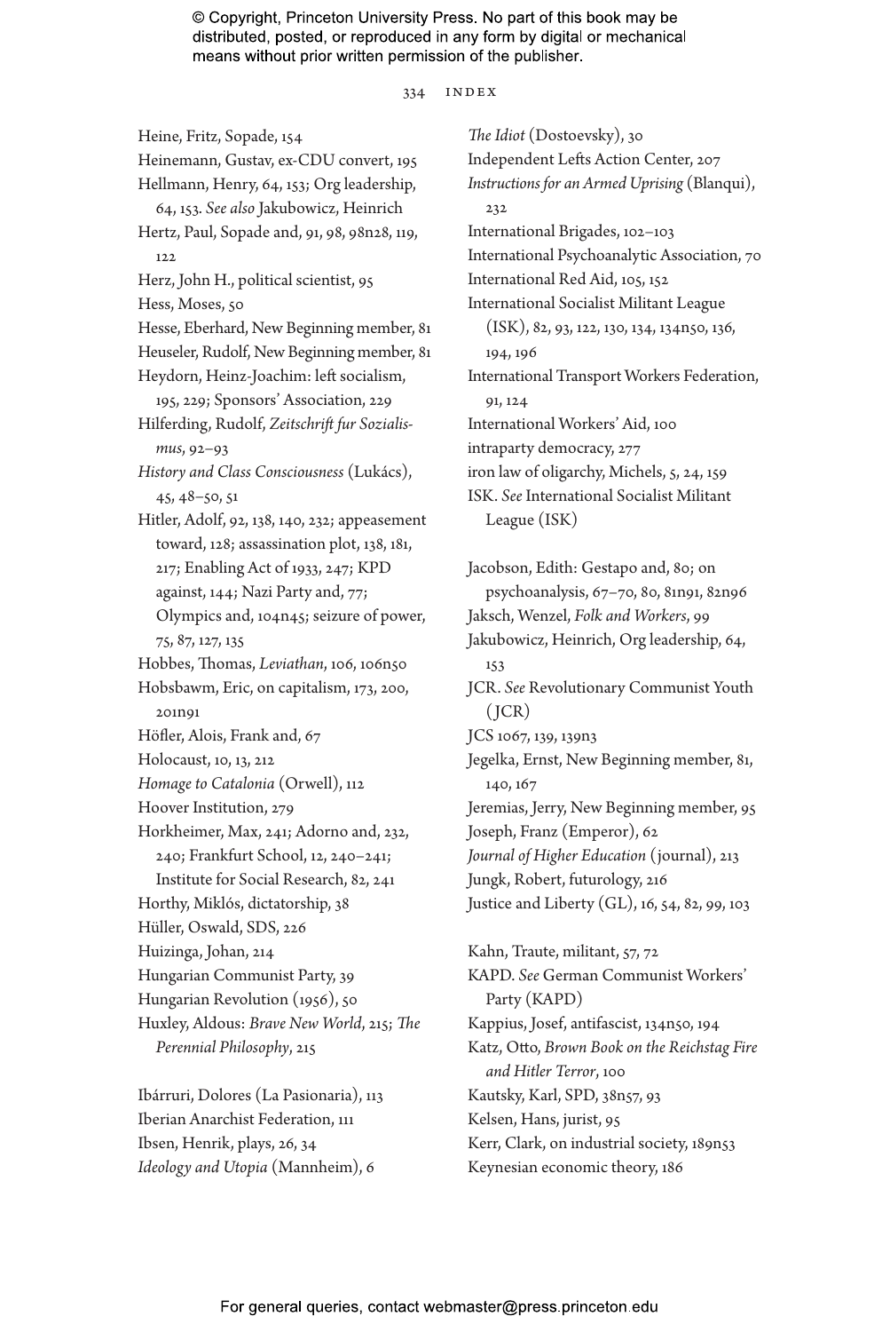Heine, Fritz, Sopade, 154
Heinemann, Gustav, ex-CDU convert, 195
Hellmann, Henry, 64, 153; Org leadership, 64, 153. *See also* Jakubowicz, Heinrich
Hertz, Paul, Sopade and, 91, 98, 98n28, 119, 122
Herz, John H., political scientist, 95
Hess, Moses, 50
Hesse, Eberhard, New Beginning member, 81
Heuseler, Rudolf, New Beginning member, 81
Heydorn, Heinz-Joachim: left socialism, 195, 229; Sponsors' Association, 229
Hilferding, Rudolf, *Zeitschrift fur Sozialismus*, 92–93
*History and Class Consciousness* (Lukács), 45, 48–50, 51
Hitler, Adolf, 92, 138, 140, 232; appeasement toward, 128; assassination plot, 138, 181, 217; Enabling Act of 1933, 247; KPD against, 144; Nazi Party and, 77; Olympics and, 104n45; seizure of power, 75, 87, 127, 135
Hobbes, Thomas, *Leviathan*, 106, 106n50
Hobsbawm, Eric, on capitalism, 173, 200, 201n91
Höfler, Alois, Frank and, 67
Holocaust, 10, 13, 212
*Homage to Catalonia* (Orwell), 112
Hoover Institution, 279
Horkheimer, Max, 241; Adorno and, 232, 240; Frankfurt School, 12, 240–241; Institute for Social Research, 82, 241
Horthy, Miklós, dictatorship, 38
Hüller, Oswald, SDS, 226
Huizinga, Johan, 214
Hungarian Communist Party, 39
Hungarian Revolution (1956), 50
Huxley, Aldous: *Brave New World*, 215; *The Perennial Philosophy*, 215

Ibárruri, Dolores (La Pasionaria), 113
Iberian Anarchist Federation, 111
Ibsen, Henrik, plays, 26, 34
*Ideology and Utopia* (Mannheim), 6
*The Idiot* (Dostoevsky), 30
Independent Lefts Action Center, 207
*Instructions for an Armed Uprising* (Blanqui), 232
International Brigades, 102–103
International Psychoanalytic Association, 70
International Red Aid, 105, 152
International Socialist Militant League (ISK), 82, 93, 122, 130, 134, 134n50, 136, 194, 196
International Transport Workers Federation, 91, 124
International Workers' Aid, 100
intraparty democracy, 277
iron law of oligarchy, Michels, 5, 24, 159
ISK. *See* International Socialist Militant League (ISK)

Jacobson, Edith: Gestapo and, 80; on psychoanalysis, 67–70, 80, 81n91, 82n96
Jaksch, Wenzel, *Folk and Workers*, 99
Jakubowicz, Heinrich, Org leadership, 64, 153
JCR. *See* Revolutionary Communist Youth (JCR)
JCS 1067, 139, 139n3
Jegelka, Ernst, New Beginning member, 81, 140, 167
Jeremias, Jerry, New Beginning member, 95
Joseph, Franz (Emperor), 62
*Journal of Higher Education* (journal), 213
Jungk, Robert, futurology, 216
Justice and Liberty (GL), 16, 54, 82, 99, 103

Kahn, Traute, militant, 57, 72
KAPD. *See* German Communist Workers' Party (KAPD)
Kappius, Josef, antifascist, 134n50, 194
Katz, Otto, *Brown Book on the Reichstag Fire and Hitler Terror*, 100
Kautsky, Karl, SPD, 38n57, 93
Kelsen, Hans, jurist, 95
Kerr, Clark, on industrial society, 189n53
Keynesian economic theory, 186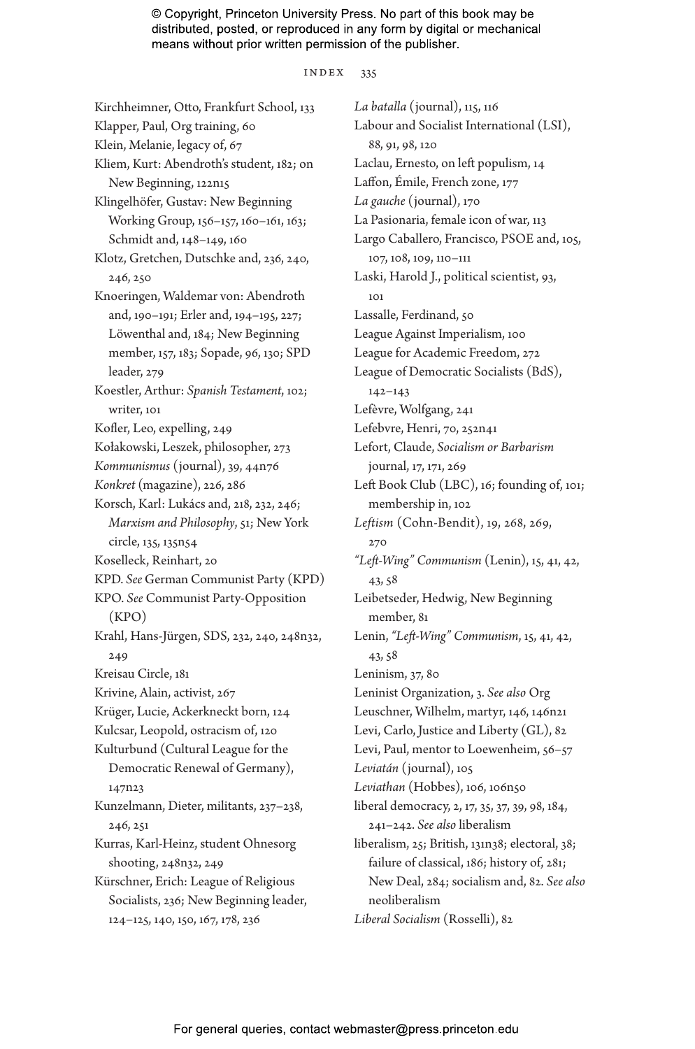© Copyright, Princeton University Press. No part of this book may be distributed, posted, or reproduced in any form by digital or mechanical means without prior written permission of the publisher.

Kirchheimner, Otto, Frankfurt School, 133
Klapper, Paul, Org training, 60
Klein, Melanie, legacy of, 67
Kliem, Kurt: Abendroth's student, 182; on New Beginning, 122n15
Klingelhöfer, Gustav: New Beginning Working Group, 156–157, 160–161, 163; Schmidt and, 148–149, 160
Klotz, Gretchen, Dutschke and, 236, 240, 246, 250
Knoeringen, Waldemar von: Abendroth and, 190–191; Erler and, 194–195, 227; Löwenthal and, 184; New Beginning member, 157, 183; Sopade, 96, 130; SPD leader, 279
Koestler, Arthur: *Spanish Testament*, 102; writer, 101
Kofler, Leo, expelling, 249
Kołakowski, Leszek, philosopher, 273
*Kommunismus* (journal), 39, 44n76
*Konkret* (magazine), 226, 286
Korsch, Karl: Lukács and, 218, 232, 246; *Marxism and Philosophy*, 51; New York circle, 135, 135n54
Koselleck, Reinhart, 20
KPD. *See* German Communist Party (KPD)
KPO. *See* Communist Party-Opposition (KPO)
Krahl, Hans-Jürgen, SDS, 232, 240, 248n32, 249
Kreisau Circle, 181
Krivine, Alain, activist, 267
Krüger, Lucie, Ackerkneckt born, 124
Kulcsar, Leopold, ostracism of, 120
Kulturbund (Cultural League for the Democratic Renewal of Germany), 147n23
Kunzelmann, Dieter, militants, 237–238, 246, 251
Kurras, Karl-Heinz, student Ohnesorg shooting, 248n32, 249
Kürschner, Erich: League of Religious Socialists, 236; New Beginning leader, 124–125, 140, 150, 167, 178, 236
*La batalla* (journal), 115, 116
Labour and Socialist International (LSI), 88, 91, 98, 120
Laclau, Ernesto, on left populism, 14
Laffon, Émile, French zone, 177
*La gauche* (journal), 170
La Pasionaria, female icon of war, 113
Largo Caballero, Francisco, PSOE and, 105, 107, 108, 109, 110–111
Laski, Harold J., political scientist, 93, 101
Lassalle, Ferdinand, 50
League Against Imperialism, 100
League for Academic Freedom, 272
League of Democratic Socialists (BdS), 142–143
Lefèvre, Wolfgang, 241
Lefebvre, Henri, 70, 252n41
Lefort, Claude, *Socialism or Barbarism* journal, 17, 171, 269
Left Book Club (LBC), 16; founding of, 101; membership in, 102
*Leftism* (Cohn-Bendit), 19, 268, 269, 270
*"Left-Wing" Communism* (Lenin), 15, 41, 42, 43, 58
Leibetseder, Hedwig, New Beginning member, 81
Lenin, *"Left-Wing" Communism*, 15, 41, 42, 43, 58
Leninism, 37, 80
Leninist Organization, 3. *See also* Org
Leuschner, Wilhelm, martyr, 146, 146n21
Levi, Carlo, Justice and Liberty (GL), 82
Levi, Paul, mentor to Loewenheim, 56–57
*Leviatán* (journal), 105
*Leviathan* (Hobbes), 106, 106n50
liberal democracy, 2, 17, 35, 37, 39, 98, 184, 241–242. *See also* liberalism
liberalism, 25; British, 131n38; electoral, 38; failure of classical, 186; history of, 281; New Deal, 284; socialism and, 82. *See also* neoliberalism
*Liberal Socialism* (Rosselli), 82

For general queries, contact webmaster@press.princeton.edu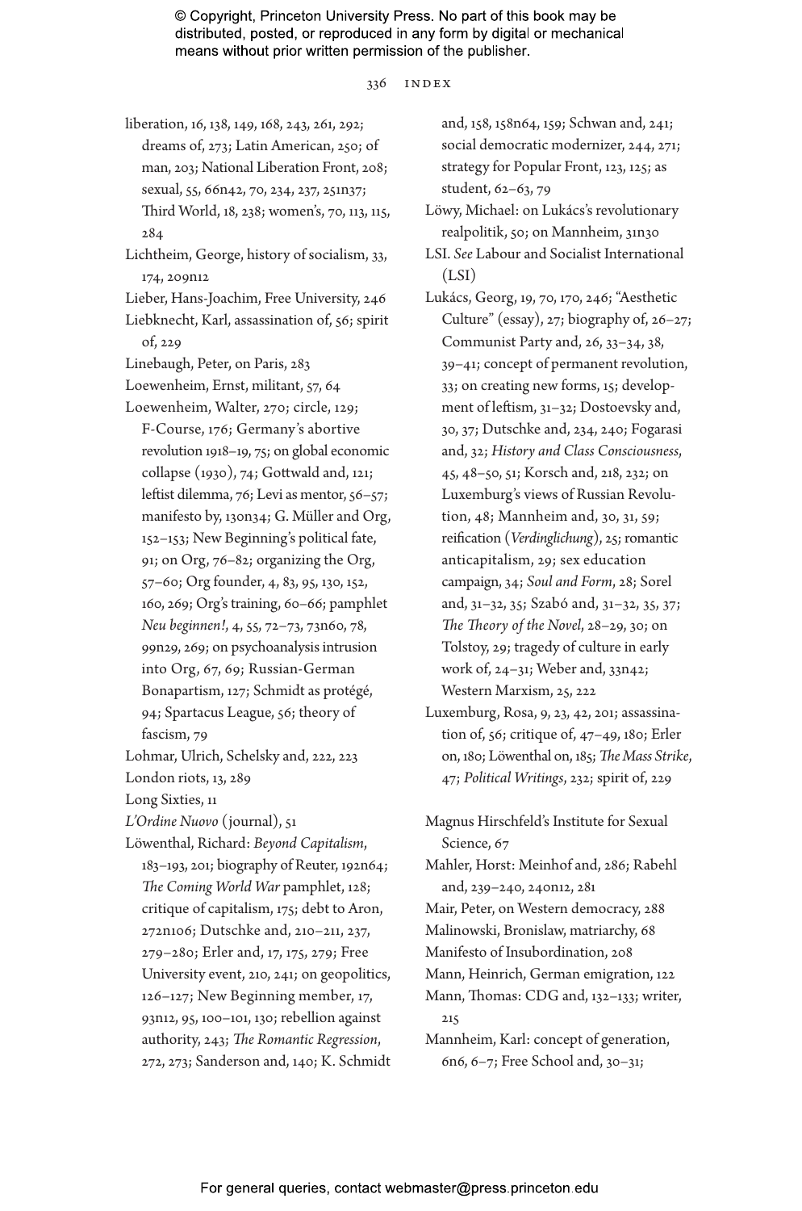liberation, 16, 138, 149, 168, 243, 261, 292; dreams of, 273; Latin American, 250; of man, 203; National Liberation Front, 208; sexual, 55, 66n42, 70, 234, 237, 251n37; Third World, 18, 238; women's, 70, 113, 115, 284

Lichtheim, George, history of socialism, 33, 174, 209n12

Lieber, Hans-Joachim, Free University, 246

Liebknecht, Karl, assassination of, 56; spirit of, 229

Linebaugh, Peter, on Paris, 283

Loewenheim, Ernst, militant, 57, 64

Loewenheim, Walter, 270; circle, 129; F-Course, 176; Germany's abortive revolution 1918–19, 75; on global economic collapse (1930), 74; Gottwald and, 121; leftist dilemma, 76; Levi as mentor, 56–57; manifesto by, 130n34; G. Müller and Org, 152–153; New Beginning's political fate, 91; on Org, 76–82; organizing the Org, 57–60; Org founder, 4, 83, 95, 130, 152, 160, 269; Org's training, 60–66; pamphlet *Neu beginnen!*, 4, 55, 72–73, 73n60, 78, 99n29, 269; on psychoanalysis intrusion into Org, 67, 69; Russian-German Bonapartism, 127; Schmidt as protégé, 94; Spartacus League, 56; theory of fascism, 79

Lohmar, Ulrich, Schelsky and, 222, 223

London riots, 13, 289

Long Sixties, 11

*L'Ordine Nuovo* (journal), 51

Löwenthal, Richard: *Beyond Capitalism*, 183–193, 201; biography of Reuter, 192n64; *The Coming World War* pamphlet, 128; critique of capitalism, 175; debt to Aron, 272n106; Dutschke and, 210–211, 237, 279–280; Erler and, 17, 175, 279; Free University event, 210, 241; on geopolitics, 126–127; New Beginning member, 17, 93n12, 95, 100–101, 130; rebellion against authority, 243; *The Romantic Regression*, 272, 273; Sanderson and, 140; K. Schmidt and, 158, 158n64, 159; Schwan and, 241; social democratic modernizer, 244, 271; strategy for Popular Front, 123, 125; as student, 62–63, 79

Löwy, Michael: on Lukács's revolutionary realpolitik, 50; on Mannheim, 31n30

LSI. *See* Labour and Socialist International (LSI)

Lukács, Georg, 19, 70, 170, 246; "Aesthetic Culture" (essay), 27; biography of, 26–27; Communist Party and, 26, 33–34, 38, 39–41; concept of permanent revolution, 33; on creating new forms, 15; development of leftism, 31–32; Dostoevsky and, 30, 37; Dutschke and, 234, 240; Fogarasi and, 32; *History and Class Consciousness*, 45, 48–50, 51; Korsch and, 218, 232; on Luxemburg's views of Russian Revolution, 48; Mannheim and, 30, 31, 59; reification (*Verdinglichung*), 25; romantic anticapitalism, 29; sex education campaign, 34; *Soul and Form*, 28; Sorel and, 31–32, 35; Szabó and, 31–32, 35, 37; *The Theory of the Novel*, 28–29, 30; on Tolstoy, 29; tragedy of culture in early work of, 24–31; Weber and, 33n42; Western Marxism, 25, 222

Luxemburg, Rosa, 9, 23, 42, 201; assassination of, 56; critique of, 47–49, 180; Erler on, 180; Löwenthal on, 185; *The Mass Strike*, 47; *Political Writings*, 232; spirit of, 229

Magnus Hirschfeld's Institute for Sexual Science, 67

Mahler, Horst: Meinhof and, 286; Rabehl and, 239–240, 240n12, 281

Mair, Peter, on Western democracy, 288

Malinowski, Bronislaw, matriarchy, 68

Manifesto of Insubordination, 208

Mann, Heinrich, German emigration, 122

Mann, Thomas: CDG and, 132–133; writer, 215

Mannheim, Karl: concept of generation, 6n6, 6–7; Free School and, 30–31;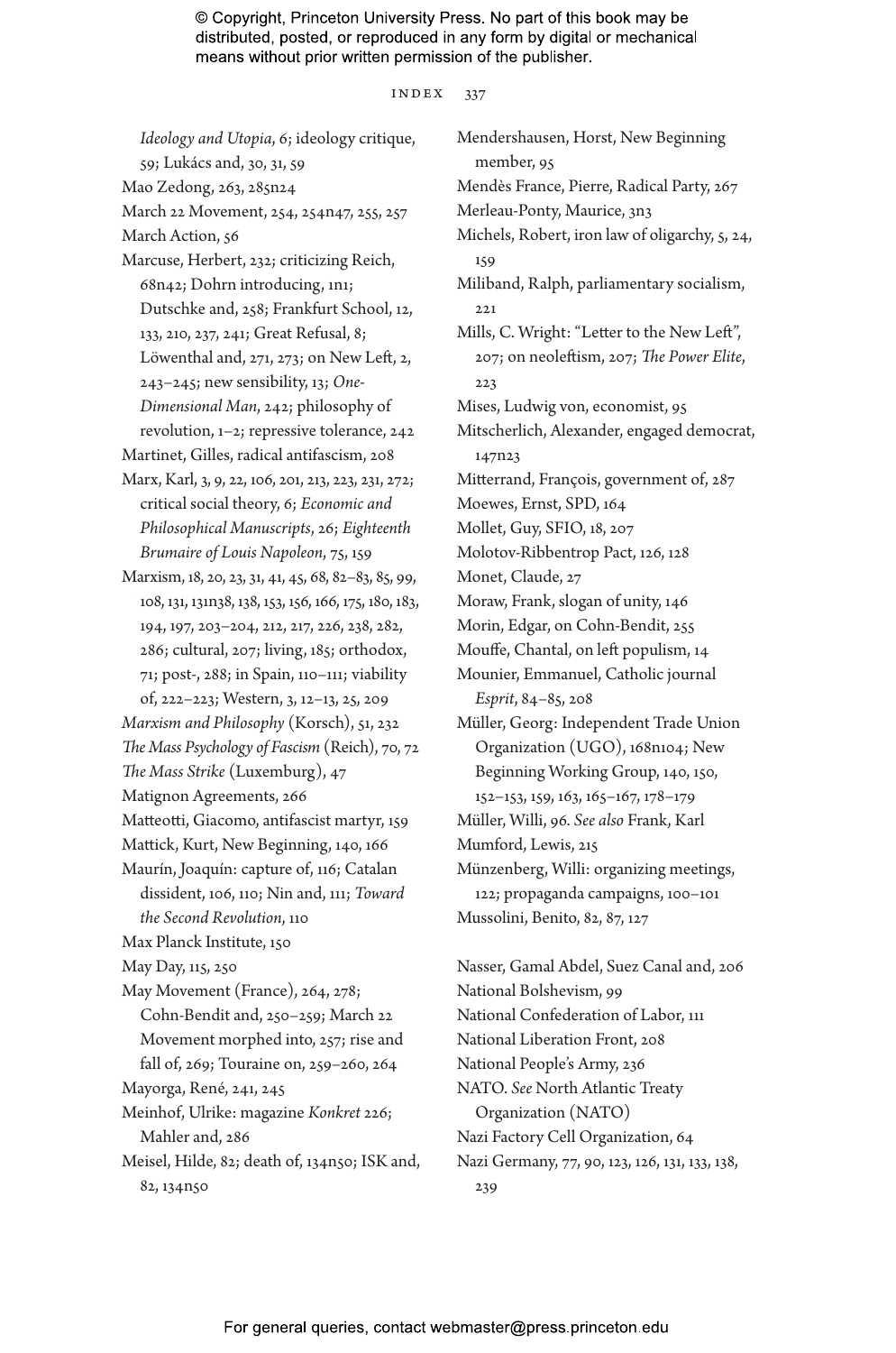*Ideology and Utopia*, 6; ideology critique, 59; Lukács and, 30, 31, 59

Mao Zedong, 263, 285n24

March 22 Movement, 254, 254n47, 255, 257

March Action, 56

Marcuse, Herbert, 232; criticizing Reich, 68n42; Dohrn introducing, 1n1; Dutschke and, 258; Frankfurt School, 12, 133, 210, 237, 241; Great Refusal, 8; Löwenthal and, 271, 273; on New Left, 2, 243–245; new sensibility, 13; *One-Dimensional Man*, 242; philosophy of revolution, 1–2; repressive tolerance, 242

Martinet, Gilles, radical antifascism, 208

Marx, Karl, 3, 9, 22, 106, 201, 213, 223, 231, 272; critical social theory, 6; *Economic and Philosophical Manuscripts*, 26; *Eighteenth Brumaire of Louis Napoleon*, 75, 159

Marxism, 18, 20, 23, 31, 41, 45, 68, 82–83, 85, 99, 108, 131, 131n38, 138, 153, 156, 166, 175, 180, 183, 194, 197, 203–204, 212, 217, 226, 238, 282, 286; cultural, 207; living, 185; orthodox, 71; post-, 288; in Spain, 110–111; viability of, 222–223; Western, 3, 12–13, 25, 209

*Marxism and Philosophy* (Korsch), 51, 232

*The Mass Psychology of Fascism* (Reich), 70, 72

*The Mass Strike* (Luxemburg), 47

Matignon Agreements, 266

Matteotti, Giacomo, antifascist martyr, 159

Mattick, Kurt, New Beginning, 140, 166

Maurín, Joaquín: capture of, 116; Catalan dissident, 106, 110; Nin and, 111; *Toward the Second Revolution*, 110

Max Planck Institute, 150

May Day, 115, 250

May Movement (France), 264, 278; Cohn-Bendit and, 250–259; March 22 Movement morphed into, 257; rise and fall of, 269; Touraine on, 259–260, 264

Mayorga, René, 241, 245

Meinhof, Ulrike: magazine *Konkret* 226; Mahler and, 286

Meisel, Hilde, 82; death of, 134n50; ISK and, 82, 134n50

Mendershausen, Horst, New Beginning member, 95

Mendès France, Pierre, Radical Party, 267

Merleau-Ponty, Maurice, 3n3

Michels, Robert, iron law of oligarchy, 5, 24, 159

Miliband, Ralph, parliamentary socialism, 221

Mills, C. Wright: "Letter to the New Left", 207; on neoleftism, 207; *The Power Elite*, 223

Mises, Ludwig von, economist, 95

Mitscherlich, Alexander, engaged democrat, 147n23

Mitterrand, François, government of, 287

Moewes, Ernst, SPD, 164

Mollet, Guy, SFIO, 18, 207

Molotov-Ribbentrop Pact, 126, 128

Monet, Claude, 27

Moraw, Frank, slogan of unity, 146

Morin, Edgar, on Cohn-Bendit, 255

Mouffe, Chantal, on left populism, 14

Mounier, Emmanuel, Catholic journal *Esprit*, 84–85, 208

Müller, Georg: Independent Trade Union Organization (UGO), 168n104; New Beginning Working Group, 140, 150, 152–153, 159, 163, 165–167, 178–179

Müller, Willi, 96. *See also* Frank, Karl

Mumford, Lewis, 215

Münzenberg, Willi: organizing meetings, 122; propaganda campaigns, 100–101

Mussolini, Benito, 82, 87, 127

Nasser, Gamal Abdel, Suez Canal and, 206

National Bolshevism, 99

National Confederation of Labor, 111

National Liberation Front, 208

National People's Army, 236

NATO. *See* North Atlantic Treaty Organization (NATO)

Nazi Factory Cell Organization, 64

Nazi Germany, 77, 90, 123, 126, 131, 133, 138, 239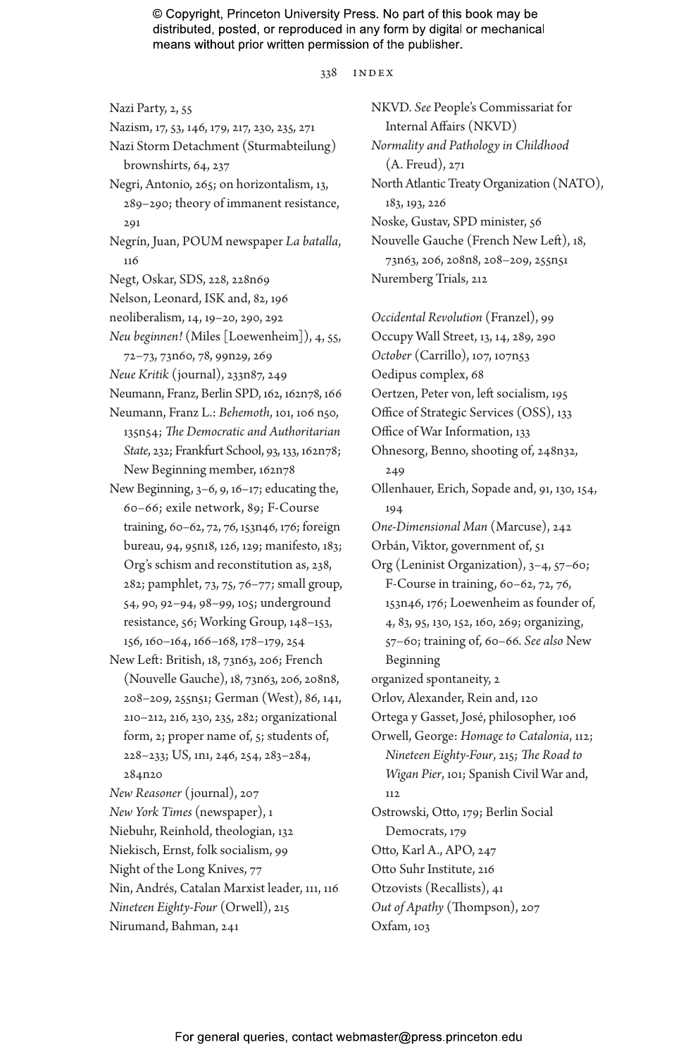Nazi Party, 2, 55
Nazism, 17, 53, 146, 179, 217, 230, 235, 271
Nazi Storm Detachment (Sturmabteilung) brownshirts, 64, 237
Negri, Antonio, 265; on horizontalism, 13, 289–290; theory of immanent resistance, 291
Negrín, Juan, POUM newspaper *La batalla*, 116
Negt, Oskar, SDS, 228, 228n69
Nelson, Leonard, ISK and, 82, 196
neoliberalism, 14, 19–20, 290, 292
*Neu beginnen!* (Miles [Loewenheim]), 4, 55, 72–73, 73n60, 78, 99n29, 269
*Neue Kritik* (journal), 233n87, 249
Neumann, Franz, Berlin SPD, 162, 162n78, 166
Neumann, Franz L.: *Behemoth*, 101, 106 n50, 135n54; *The Democratic and Authoritarian State*, 232; Frankfurt School, 93, 133, 162n78; New Beginning member, 162n78
New Beginning, 3–6, 9, 16–17; educating the, 60–66; exile network, 89; F-Course training, 60–62, 72, 76, 153n46, 176; foreign bureau, 94, 95n18, 126, 129; manifesto, 183; Org's schism and reconstitution as, 238, 282; pamphlet, 73, 75, 76–77; small group, 54, 90, 92–94, 98–99, 105; underground resistance, 56; Working Group, 148–153, 156, 160–164, 166–168, 178–179, 254
New Left: British, 18, 73n63, 206; French (Nouvelle Gauche), 18, 73n63, 206, 208n8, 208–209, 255n51; German (West), 86, 141, 210–212, 216, 230, 235, 282; organizational form, 2; proper name of, 5; students of, 228–233; US, 1n1, 246, 254, 283–284, 284n20
*New Reasoner* (journal), 207
*New York Times* (newspaper), 1
Niebuhr, Reinhold, theologian, 132
Niekisch, Ernst, folk socialism, 99
Night of the Long Knives, 77
Nin, Andrés, Catalan Marxist leader, 111, 116
*Nineteen Eighty-Four* (Orwell), 215
Nirumand, Bahman, 241
NKVD. *See* People's Commissariat for Internal Affairs (NKVD)
*Normality and Pathology in Childhood* (A. Freud), 271
North Atlantic Treaty Organization (NATO), 183, 193, 226
Noske, Gustav, SPD minister, 56
Nouvelle Gauche (French New Left), 18, 73n63, 206, 208n8, 208–209, 255n51
Nuremberg Trials, 212

*Occidental Revolution* (Franzel), 99
Occupy Wall Street, 13, 14, 289, 290
*October* (Carrillo), 107, 107n53
Oedipus complex, 68
Oertzen, Peter von, left socialism, 195
Office of Strategic Services (OSS), 133
Office of War Information, 133
Ohnesorg, Benno, shooting of, 248n32, 249
Ollenhauer, Erich, Sopade and, 91, 130, 154, 194
*One-Dimensional Man* (Marcuse), 242
Orbán, Viktor, government of, 51
Org (Leninist Organization), 3–4, 57–60; F-Course in training, 60–62, 72, 76, 153n46, 176; Loewenheim as founder of, 4, 83, 95, 130, 152, 160, 269; organizing, 57–60; training of, 60–66. *See also* New Beginning
organized spontaneity, 2
Orlov, Alexander, Rein and, 120
Ortega y Gasset, José, philosopher, 106
Orwell, George: *Homage to Catalonia*, 112; *Nineteen Eighty-Four*, 215; *The Road to Wigan Pier*, 101; Spanish Civil War and, 112
Ostrowski, Otto, 179; Berlin Social Democrats, 179
Otto, Karl A., APO, 247
Otto Suhr Institute, 216
Otzovists (Recallists), 41
*Out of Apathy* (Thompson), 207
Oxfam, 103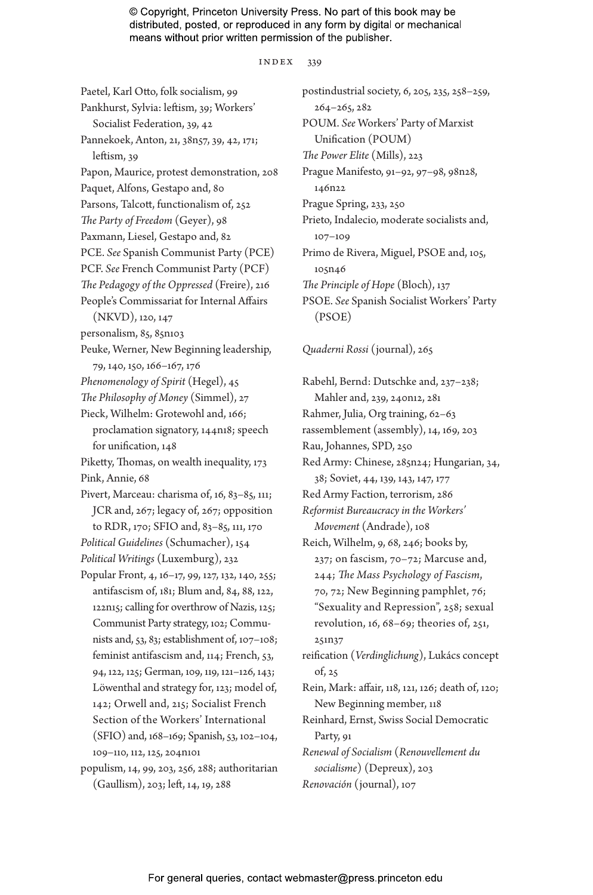Paetel, Karl Otto, folk socialism, 99
Pankhurst, Sylvia: leftism, 39; Workers' Socialist Federation, 39, 42
Pannekoek, Anton, 21, 38n57, 39, 42, 171; leftism, 39
Papon, Maurice, protest demonstration, 208
Paquet, Alfons, Gestapo and, 80
Parsons, Talcott, functionalism of, 252
*The Party of Freedom* (Geyer), 98
Paxmann, Liesel, Gestapo and, 82
PCE. *See* Spanish Communist Party (PCE)
PCF. *See* French Communist Party (PCF)
*The Pedagogy of the Oppressed* (Freire), 216
People's Commissariat for Internal Affairs (NKVD), 120, 147
personalism, 85, 85n103
Peuke, Werner, New Beginning leadership, 79, 140, 150, 166–167, 176
*Phenomenology of Spirit* (Hegel), 45
*The Philosophy of Money* (Simmel), 27
Pieck, Wilhelm: Grotewohl and, 166; proclamation signatory, 144n18; speech for unification, 148
Piketty, Thomas, on wealth inequality, 173
Pink, Annie, 68
Pivert, Marceau: charisma of, 16, 83–85, 111; JCR and, 267; legacy of, 267; opposition to RDR, 170; SFIO and, 83–85, 111, 170
*Political Guidelines* (Schumacher), 154
*Political Writings* (Luxemburg), 232
Popular Front, 4, 16–17, 99, 127, 132, 140, 255; antifascism of, 181; Blum and, 84, 88, 122, 122n15; calling for overthrow of Nazis, 125; Communist Party strategy, 102; Communists and, 53, 83; establishment of, 107–108; feminist antifascism and, 114; French, 53, 94, 122, 125; German, 109, 119, 121–126, 143; Löwenthal and strategy for, 123; model of, 142; Orwell and, 215; Socialist French Section of the Workers' International (SFIO) and, 168–169; Spanish, 53, 102–104, 109–110, 112, 125, 204n101
populism, 14, 99, 203, 256, 288; authoritarian (Gaullism), 203; left, 14, 19, 288
postindustrial society, 6, 205, 235, 258–259, 264–265, 282
POUM. *See* Workers' Party of Marxist Unification (POUM)
*The Power Elite* (Mills), 223
Prague Manifesto, 91–92, 97–98, 98n28, 146n22
Prague Spring, 233, 250
Prieto, Indalecio, moderate socialists and, 107–109
Primo de Rivera, Miguel, PSOE and, 105, 105n46
*The Principle of Hope* (Bloch), 137
PSOE. *See* Spanish Socialist Workers' Party (PSOE)

*Quaderni Rossi* (journal), 265

Rabehl, Bernd: Dutschke and, 237–238; Mahler and, 239, 240n12, 281
Rahmer, Julia, Org training, 62–63
rassemblement (assembly), 14, 169, 203
Rau, Johannes, SPD, 250
Red Army: Chinese, 285n24; Hungarian, 34, 38; Soviet, 44, 139, 143, 147, 177
Red Army Faction, terrorism, 286
*Reformist Bureaucracy in the Workers' Movement* (Andrade), 108
Reich, Wilhelm, 9, 68, 246; books by, 237; on fascism, 70–72; Marcuse and, 244; *The Mass Psychology of Fascism*, 70, 72; New Beginning pamphlet, 76; "Sexuality and Repression", 258; sexual revolution, 16, 68–69; theories of, 251, 251n37
reification (*Verdinglichung*), Lukács concept of, 25
Rein, Mark: affair, 118, 121, 126; death of, 120; New Beginning member, 118
Reinhard, Ernst, Swiss Social Democratic Party, 91
*Renewal of Socialism* (*Renouvellement du socialisme*) (Depreux), 203
*Renovación* (journal), 107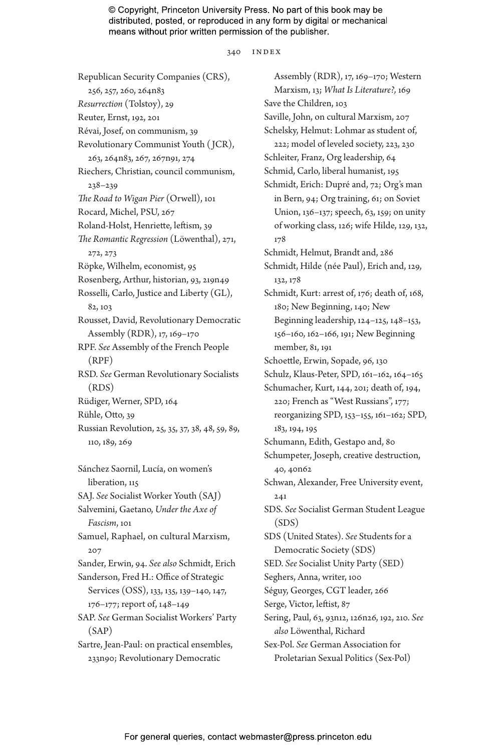Republican Security Companies (CRS), 256, 257, 260, 264n83

*Resurrection* (Tolstoy), 29

Reuter, Ernst, 192, 201

Révai, Josef, on communism, 39

Revolutionary Communist Youth (JCR), 263, 264n83, 267, 267n91, 274

Riechers, Christian, council communism, 238–239

*The Road to Wigan Pier* (Orwell), 101

Rocard, Michel, PSU, 267

Roland-Holst, Henriette, leftism, 39

*The Romantic Regression* (Löwenthal), 271, 272, 273

Röpke, Wilhelm, economist, 95

Rosenberg, Arthur, historian, 93, 219n49

Rosselli, Carlo, Justice and Liberty (GL), 82, 103

Rousset, David, Revolutionary Democratic Assembly (RDR), 17, 169–170

RPF. *See* Assembly of the French People (RPF)

RSD. *See* German Revolutionary Socialists (RDS)

Rüdiger, Werner, SPD, 164

Rühle, Otto, 39

Russian Revolution, 25, 35, 37, 38, 48, 59, 89, 110, 189, 269

Sánchez Saornil, Lucía, on women's liberation, 115

SAJ. *See* Socialist Worker Youth (SAJ)

Salvemini, Gaetano, *Under the Axe of Fascism*, 101

Samuel, Raphael, on cultural Marxism, 207

Sander, Erwin, 94. *See also* Schmidt, Erich

Sanderson, Fred H.: Office of Strategic Services (OSS), 133, 135, 139–140, 147, 176–177; report of, 148–149

SAP. *See* German Socialist Workers' Party (SAP)

Sartre, Jean-Paul: on practical ensembles, 233n90; Revolutionary Democratic Assembly (RDR), 17, 169–170; Western Marxism, 13; *What Is Literature?*, 169

Save the Children, 103

Saville, John, on cultural Marxism, 207

Schelsky, Helmut: Lohmar as student of, 222; model of leveled society, 223, 230

Schleiter, Franz, Org leadership, 64

Schmid, Carlo, liberal humanist, 195

Schmidt, Erich: Dupré and, 72; Org's man in Bern, 94; Org training, 61; on Soviet Union, 136–137; speech, 63, 159; on unity of working class, 126; wife Hilde, 129, 132, 178

Schmidt, Helmut, Brandt and, 286

Schmidt, Hilde (née Paul), Erich and, 129, 132, 178

Schmidt, Kurt: arrest of, 176; death of, 168, 180; New Beginning, 140; New Beginning leadership, 124–125, 148–153, 156–160, 162–166, 191; New Beginning member, 81, 191

Schoettle, Erwin, Sopade, 96, 130

Schulz, Klaus-Peter, SPD, 161–162, 164–165

Schumacher, Kurt, 144, 201; death of, 194, 220; French as "West Russians", 177; reorganizing SPD, 153–155, 161–162; SPD, 183, 194, 195

Schumann, Edith, Gestapo and, 80

Schumpeter, Joseph, creative destruction, 40, 40n62

Schwan, Alexander, Free University event, 241

SDS. *See* Socialist German Student League (SDS)

SDS (United States). *See* Students for a Democratic Society (SDS)

SED. *See* Socialist Unity Party (SED)

Seghers, Anna, writer, 100

Séguy, Georges, CGT leader, 266

Serge, Victor, leftist, 87

Sering, Paul, 63, 93n12, 126n26, 192, 210. *See also* Löwenthal, Richard

Sex-Pol. *See* German Association for Proletarian Sexual Politics (Sex-Pol)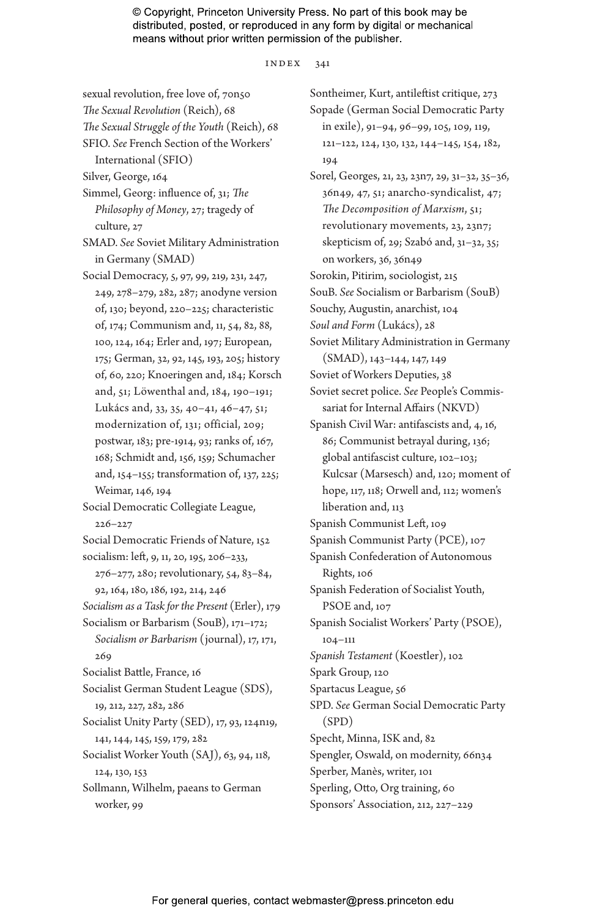sexual revolution, free love of, 70n50

*The Sexual Revolution* (Reich), 68

*The Sexual Struggle of the Youth* (Reich), 68

SFIO. *See* French Section of the Workers' International (SFIO)

Silver, George, 164

Simmel, Georg: influence of, 31; *The Philosophy of Money*, 27; tragedy of culture, 27

SMAD. *See* Soviet Military Administration in Germany (SMAD)

Social Democracy, 5, 97, 99, 219, 231, 247, 249, 278–279, 282, 287; anodyne version of, 130; beyond, 220–225; characteristic of, 174; Communism and, 11, 54, 82, 88, 100, 124, 164; Erler and, 197; European, 175; German, 32, 92, 145, 193, 205; history of, 60, 220; Knoeringen and, 184; Korsch and, 51; Löwenthal and, 184, 190–191; Lukács and, 33, 35, 40–41, 46–47, 51; modernization of, 131; official, 209; postwar, 183; pre-1914, 93; ranks of, 167, 168; Schmidt and, 156, 159; Schumacher and, 154–155; transformation of, 137, 225; Weimar, 146, 194

Social Democratic Collegiate League, 226–227

Social Democratic Friends of Nature, 152

socialism: left, 9, 11, 20, 195, 206–233, 276–277, 280; revolutionary, 54, 83–84, 92, 164, 180, 186, 192, 214, 246

*Socialism as a Task for the Present* (Erler), 179

Socialism or Barbarism (SouB), 171–172; *Socialism or Barbarism* (journal), 17, 171, 269

Socialist Battle, France, 16

Socialist German Student League (SDS), 19, 212, 227, 282, 286

Socialist Unity Party (SED), 17, 93, 124n19, 141, 144, 145, 159, 179, 282

Socialist Worker Youth (SAJ), 63, 94, 118, 124, 130, 153

Sollmann, Wilhelm, paeans to German worker, 99

Sontheimer, Kurt, antileftist critique, 273

Sopade (German Social Democratic Party in exile), 91–94, 96–99, 105, 109, 119, 121–122, 124, 130, 132, 144–145, 154, 182, 194

Sorel, Georges, 21, 23, 23n7, 29, 31–32, 35–36, 36n49, 47, 51; anarcho-syndicalist, 47; *The Decomposition of Marxism*, 51; revolutionary movements, 23, 23n7; skepticism of, 29; Szabó and, 31–32, 35; on workers, 36, 36n49

Sorokin, Pitirim, sociologist, 215

SouB. *See* Socialism or Barbarism (SouB)

Souchy, Augustin, anarchist, 104

*Soul and Form* (Lukács), 28

Soviet Military Administration in Germany (SMAD), 143–144, 147, 149

Soviet of Workers Deputies, 38

Soviet secret police. *See* People's Commissariat for Internal Affairs (NKVD)

Spanish Civil War: antifascists and, 4, 16, 86; Communist betrayal during, 136; global antifascist culture, 102–103; Kulcsar (Marsesch) and, 120; moment of hope, 117, 118; Orwell and, 112; women's liberation and, 113

Spanish Communist Left, 109

Spanish Communist Party (PCE), 107

Spanish Confederation of Autonomous Rights, 106

Spanish Federation of Socialist Youth, PSOE and, 107

Spanish Socialist Workers' Party (PSOE), 104–111

*Spanish Testament* (Koestler), 102

Spark Group, 120

Spartacus League, 56

SPD. *See* German Social Democratic Party (SPD)

Specht, Minna, ISK and, 82

Spengler, Oswald, on modernity, 66n34

Sperber, Manès, writer, 101

Sperling, Otto, Org training, 60

Sponsors' Association, 212, 227–229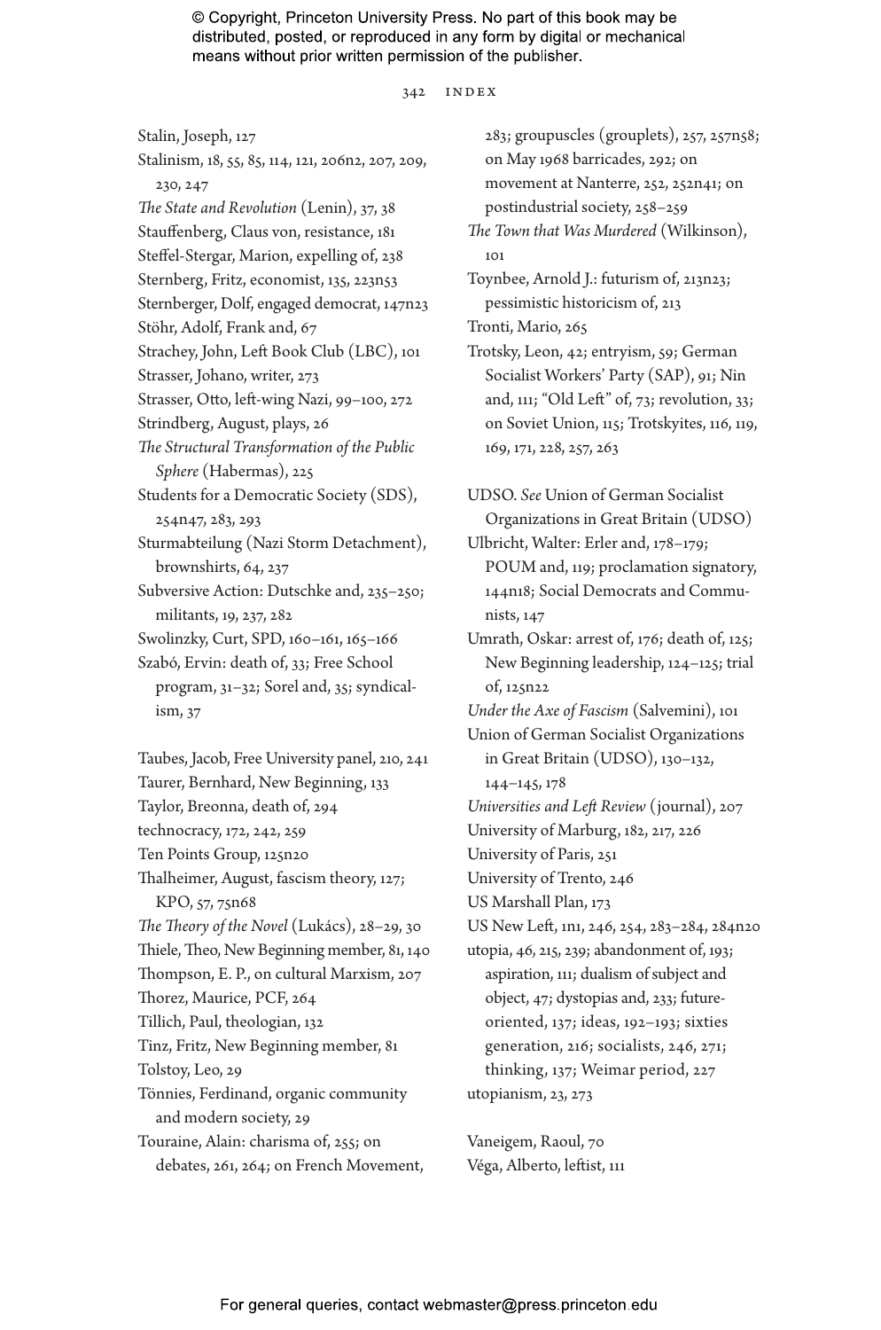Stalin, Joseph, 127
Stalinism, 18, 55, 85, 114, 121, 206n2, 207, 209, 230, 247
*The State and Revolution* (Lenin), 37, 38
Stauffenberg, Claus von, resistance, 181
Steffel-Stergar, Marion, expelling of, 238
Sternberg, Fritz, economist, 135, 223n53
Sternberger, Dolf, engaged democrat, 147n23
Stöhr, Adolf, Frank and, 67
Strachey, John, Left Book Club (LBC), 101
Strasser, Johano, writer, 273
Strasser, Otto, left-wing Nazi, 99–100, 272
Strindberg, August, plays, 26
*The Structural Transformation of the Public Sphere* (Habermas), 225
Students for a Democratic Society (SDS), 254n47, 283, 293
Sturmabteilung (Nazi Storm Detachment), brownshirts, 64, 237
Subversive Action: Dutschke and, 235–250; militants, 19, 237, 282
Swolinzky, Curt, SPD, 160–161, 165–166
Szabó, Ervin: death of, 33; Free School program, 31–32; Sorel and, 35; syndicalism, 37

Taubes, Jacob, Free University panel, 210, 241
Taurer, Bernhard, New Beginning, 133
Taylor, Breonna, death of, 294
technocracy, 172, 242, 259
Ten Points Group, 125n20
Thalheimer, August, fascism theory, 127; KPO, 57, 75n68
*The Theory of the Novel* (Lukács), 28–29, 30
Thiele, Theo, New Beginning member, 81, 140
Thompson, E. P., on cultural Marxism, 207
Thorez, Maurice, PCF, 264
Tillich, Paul, theologian, 132
Tinz, Fritz, New Beginning member, 81
Tolstoy, Leo, 29
Tönnies, Ferdinand, organic community and modern society, 29
Touraine, Alain: charisma of, 255; on debates, 261, 264; on French Movement, 283; groupuscles (grouplets), 257, 257n58; on May 1968 barricades, 292; on movement at Nanterre, 252, 252n41; on postindustrial society, 258–259
*The Town that Was Murdered* (Wilkinson), 101
Toynbee, Arnold J.: futurism of, 213n23; pessimistic historicism of, 213
Tronti, Mario, 265
Trotsky, Leon, 42; entryism, 59; German Socialist Workers' Party (SAP), 91; Nin and, 111; "Old Left" of, 73; revolution, 33; on Soviet Union, 115; Trotskyites, 116, 119, 169, 171, 228, 257, 263

UDSO. *See* Union of German Socialist Organizations in Great Britain (UDSO)
Ulbricht, Walter: Erler and, 178–179; POUM and, 119; proclamation signatory, 144n18; Social Democrats and Communists, 147
Umrath, Oskar: arrest of, 176; death of, 125; New Beginning leadership, 124–125; trial of, 125n22
*Under the Axe of Fascism* (Salvemini), 101
Union of German Socialist Organizations in Great Britain (UDSO), 130–132, 144–145, 178
*Universities and Left Review* (journal), 207
University of Marburg, 182, 217, 226
University of Paris, 251
University of Trento, 246
US Marshall Plan, 173
US New Left, 1n1, 246, 254, 283–284, 284n20
utopia, 46, 215, 239; abandonment of, 193; aspiration, 111; dualism of subject and object, 47; dystopias and, 233; future-oriented, 137; ideas, 192–193; sixties generation, 216; socialists, 246, 271; thinking, 137; Weimar period, 227
utopianism, 23, 273

Vaneigem, Raoul, 70
Véga, Alberto, leftist, 111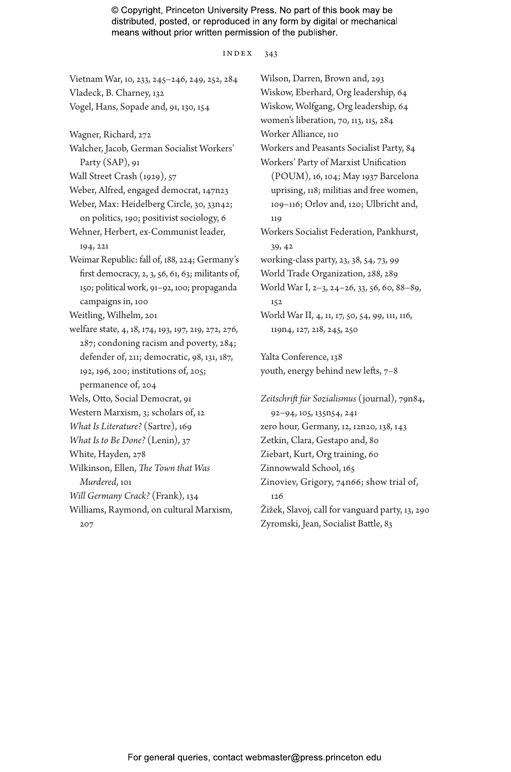Vietnam War, 10, 233, 245–246, 249, 252, 284
Vladeck, B. Charney, 132
Vogel, Hans, Sopade and, 91, 130, 154

Wagner, Richard, 272
Walcher, Jacob, German Socialist Workers' Party (SAP), 91
Wall Street Crash (1929), 57
Weber, Alfred, engaged democrat, 147n23
Weber, Max: Heidelberg Circle, 30, 33n42; on politics, 190; positivist sociology, 6
Wehner, Herbert, ex-Communist leader, 194, 221
Weimar Republic: fall of, 188, 224; Germany's first democracy, 2, 3, 56, 61, 63; militants of, 150; political work, 91–92, 100; propaganda campaigns in, 100
Weitling, Wilhelm, 201
welfare state, 4, 18, 174, 193, 197, 219, 272, 276, 287; condoning racism and poverty, 284; defender of, 211; democratic, 98, 131, 187, 192, 196, 200; institutions of, 205; permanence of, 204
Wels, Otto, Social Democrat, 91
Western Marxism, 3; scholars of, 12
*What Is Literature?* (Sartre), 169
*What Is to Be Done?* (Lenin), 37
White, Hayden, 278
Wilkinson, Ellen, *The Town that Was Murdered*, 101
*Will Germany Crack?* (Frank), 134
Williams, Raymond, on cultural Marxism, 207
Wilson, Darren, Brown and, 293
Wiskow, Eberhard, Org leadership, 64
Wiskow, Wolfgang, Org leadership, 64
women's liberation, 70, 113, 115, 284
Worker Alliance, 110
Workers and Peasants Socialist Party, 84
Workers' Party of Marxist Unification (POUM), 16, 104; May 1937 Barcelona uprising, 118; militias and free women, 109–116; Orlov and, 120; Ulbricht and, 119
Workers Socialist Federation, Pankhurst, 39, 42
working-class party, 23, 38, 54, 73, 99
World Trade Organization, 288, 289
World War I, 2–3, 24–26, 33, 56, 60, 88–89, 152
World War II, 4, 11, 17, 50, 54, 99, 111, 116, 119n4, 127, 218, 245, 250

Yalta Conference, 138
youth, energy behind new lefts, 7–8

*Zeitschrift für Sozialismus* (journal), 79n84, 92–94, 105, 135n54, 241
zero hour, Germany, 12, 12n20, 138, 143
Zetkin, Clara, Gestapo and, 80
Ziebart, Kurt, Org training, 60
Zinnowwald School, 165
Zinoviev, Grigory, 74n66; show trial of, 126
Žižek, Slavoj, call for vanguard party, 13, 290
Zyromski, Jean, Socialist Battle, 83